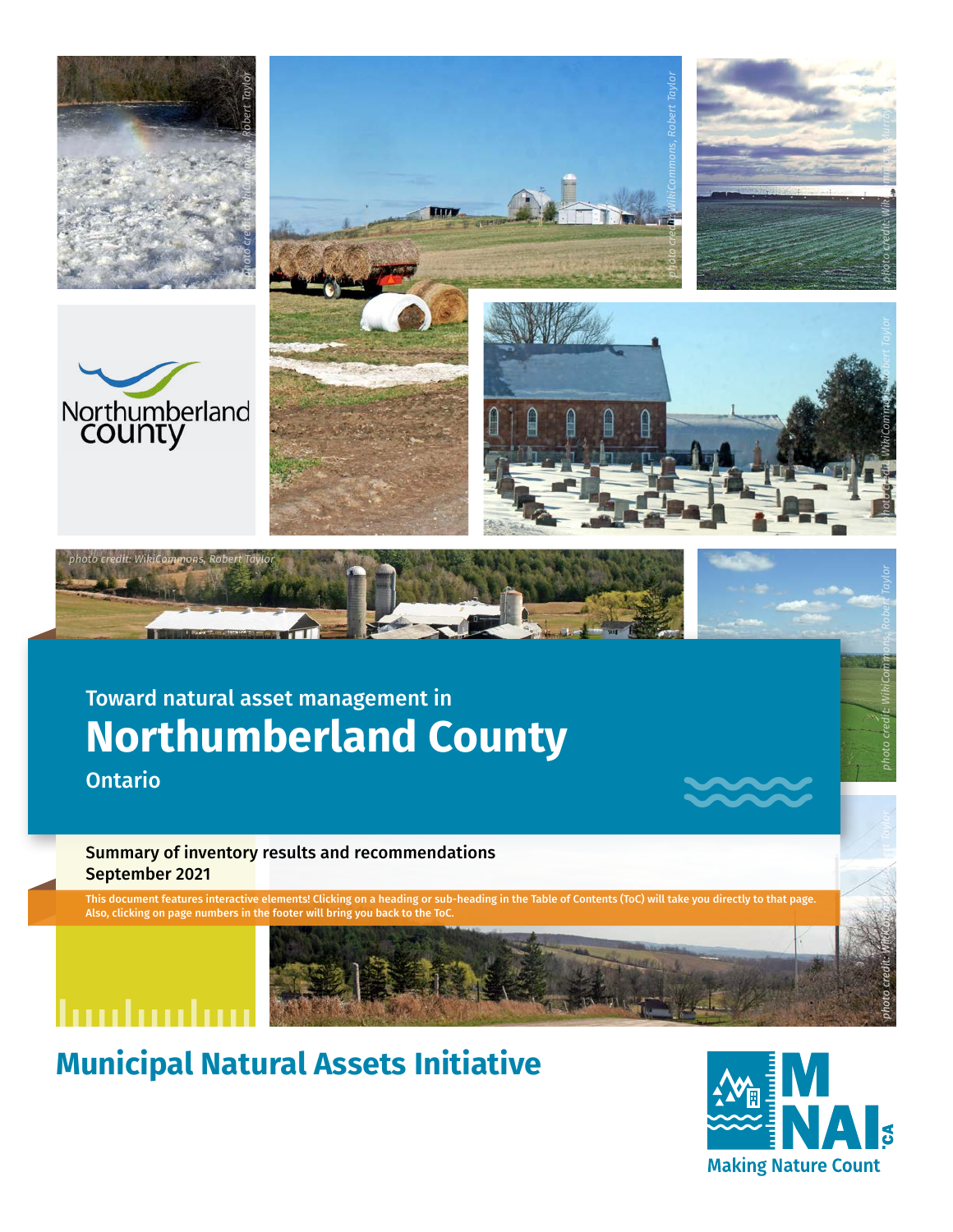Toward natural asset management in

# Northumberland County

Ontario

**Summary of inventory results and recommendations**
**September 2021**

**This document features interactive elements! Clicking on a heading or sub-heading in the Table of Contents (ToC) will take you directly to that page. Also, clicking on page numbers in the footer will bring you back to the ToC.**

*photo credit: WikiCommons, Robert Taylor*

## Municipal Natural Assets Initiative

MNAI.CA
Making Nature Count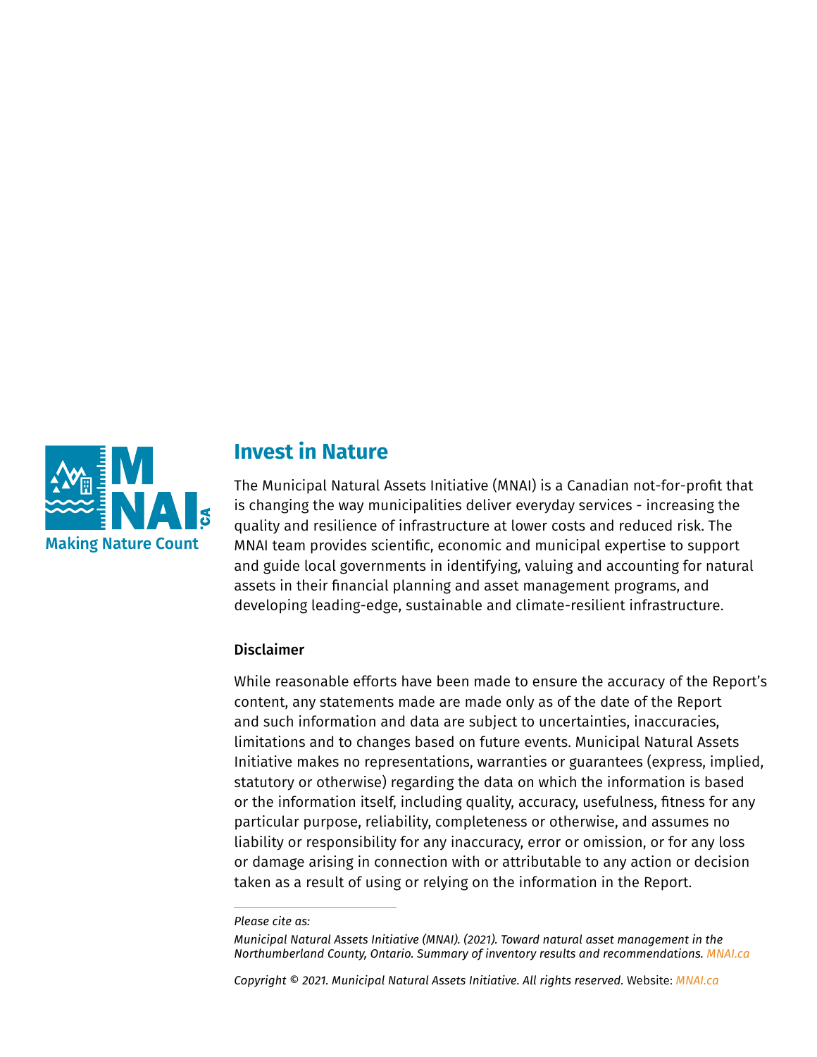## Invest in Nature

The Municipal Natural Assets Initiative (MNAI) is a Canadian not-for-profit that is changing the way municipalities deliver everyday services - increasing the quality and resilience of infrastructure at lower costs and reduced risk. The MNAI team provides scientific, economic and municipal expertise to support and guide local governments in identifying, valuing and accounting for natural assets in their financial planning and asset management programs, and developing leading-edge, sustainable and climate-resilient infrastructure.

### Disclaimer

While reasonable efforts have been made to ensure the accuracy of the Report's content, any statements made are made only as of the date of the Report and such information and data are subject to uncertainties, inaccuracies, limitations and to changes based on future events. Municipal Natural Assets Initiative makes no representations, warranties or guarantees (express, implied, statutory or otherwise) regarding the data on which the information is based or the information itself, including quality, accuracy, usefulness, fitness for any particular purpose, reliability, completeness or otherwise, and assumes no liability or responsibility for any inaccuracy, error or omission, or for any loss or damage arising in connection with or attributable to any action or decision taken as a result of using or relying on the information in the Report.

---

*Please cite as:*

*Municipal Natural Assets Initiative (MNAI). (2021). Toward natural asset management in the Northumberland County, Ontario. Summary of inventory results and recommendations.* MNAI.ca

*Copyright © 2021. Municipal Natural Assets Initiative. All rights reserved.* Website: MNAI.ca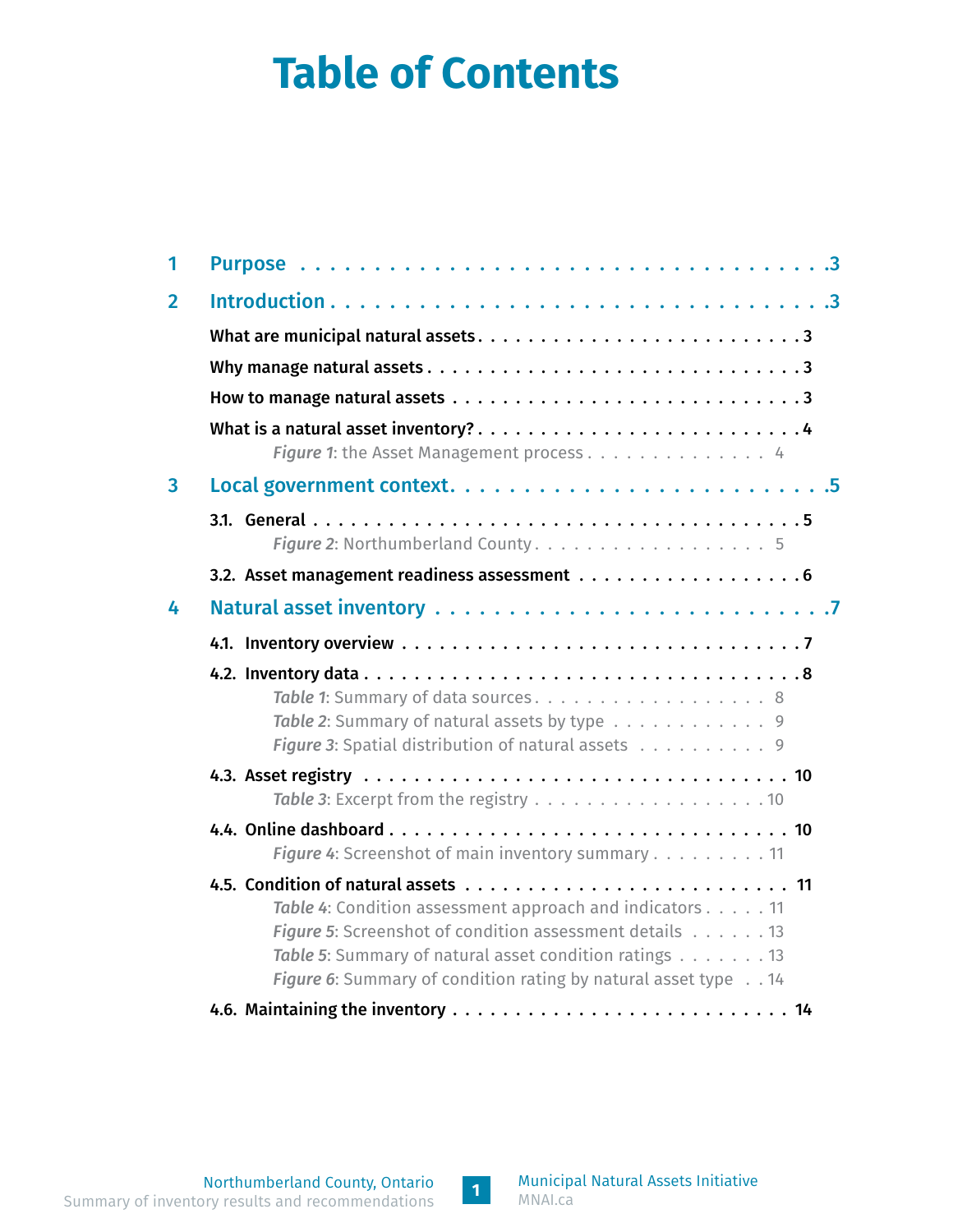# Table of Contents

1 Purpose . . . . . . . . . . . . . . . . . . . . . . . . . . . . . . . . . . 3

2 Introduction . . . . . . . . . . . . . . . . . . . . . . . . . . . . . . . . 3

- What are municipal natural assets . . . . . . . . . . . . . . . . . . . . . . . . 3
- Why manage natural assets . . . . . . . . . . . . . . . . . . . . . . . . . . 3
- How to manage natural assets . . . . . . . . . . . . . . . . . . . . . . . . . 3
- What is a natural asset inventory? . . . . . . . . . . . . . . . . . . . . . . . . 4
  - *Figure 1*: the Asset Management process . . . . . . . . . . . . . . . . 4

3 Local government context. . . . . . . . . . . . . . . . . . . . . . . . . . . 5

- 3.1. General . . . . . . . . . . . . . . . . . . . . . . . . . . . . . . . . . . . 5
  - *Figure 2*: Northumberland County . . . . . . . . . . . . . . . . . . . 5
- 3.2. Asset management readiness assessment . . . . . . . . . . . . . . . . . . . 6

4 Natural asset inventory . . . . . . . . . . . . . . . . . . . . . . . . . . . 7

- 4.1. Inventory overview . . . . . . . . . . . . . . . . . . . . . . . . . . . . . 7
- 4.2. Inventory data . . . . . . . . . . . . . . . . . . . . . . . . . . . . . . . 8
  - *Table 1*: Summary of data sources. . . . . . . . . . . . . . . . . . . . 8
  - *Table 2*: Summary of natural assets by type . . . . . . . . . . . . . 9
  - *Figure 3*: Spatial distribution of natural assets . . . . . . . . . . . 9
- 4.3. Asset registry . . . . . . . . . . . . . . . . . . . . . . . . . . . . . . . 10
  - *Table 3*: Excerpt from the registry . . . . . . . . . . . . . . . . . . . 10
- 4.4. Online dashboard . . . . . . . . . . . . . . . . . . . . . . . . . . . . . . 10
  - *Figure 4*: Screenshot of main inventory summary . . . . . . . . . 11
- 4.5. Condition of natural assets . . . . . . . . . . . . . . . . . . . . . . . . . 11
  - *Table 4*: Condition assessment approach and indicators . . . . . 11
  - *Figure 5*: Screenshot of condition assessment details . . . . . . 13
  - *Table 5*: Summary of natural asset condition ratings . . . . . . . 13
  - *Figure 6*: Summary of condition rating by natural asset type . . 14
- 4.6. Maintaining the inventory . . . . . . . . . . . . . . . . . . . . . . . . . 14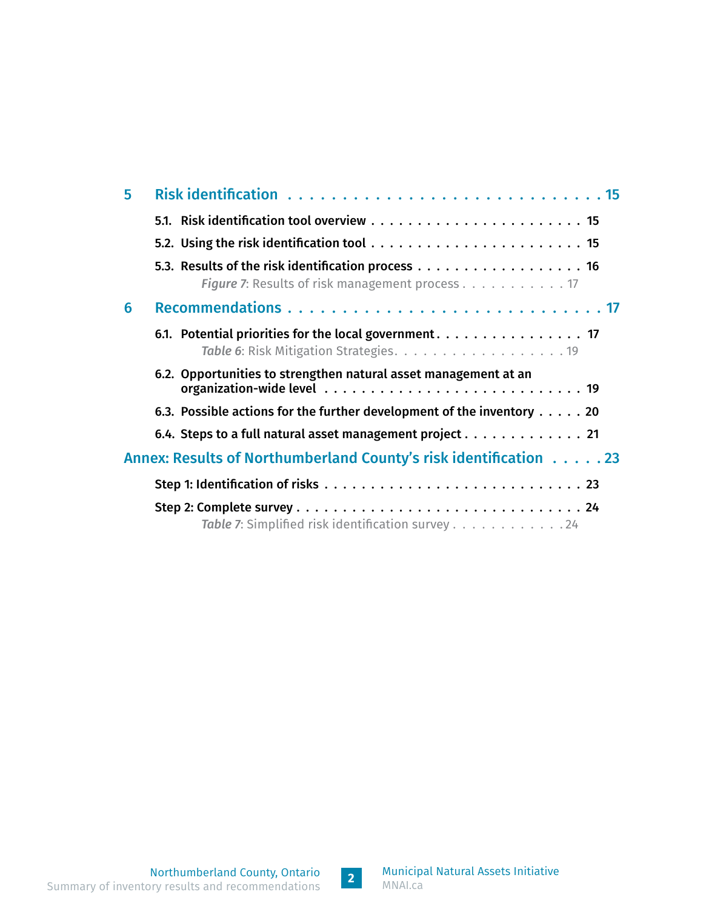5 Risk identification . . . . . . . . . . . . . . . . . . . . . . . . . . . . 15

5.1. Risk identification tool overview . . . . . . . . . . . . . . . . . . . . . . 15

5.2. Using the risk identification tool . . . . . . . . . . . . . . . . . . . . . . 15

5.3. Results of the risk identification process . . . . . . . . . . . . . . . . . . 16

*Figure 7*: Results of risk management process . . . . . . . . . . . 17

6 Recommendations . . . . . . . . . . . . . . . . . . . . . . . . . . . . 17

6.1. Potential priorities for the local government . . . . . . . . . . . . . . . . 17

*Table 6*: Risk Mitigation Strategies . . . . . . . . . . . . . . . . . . 19

6.2. Opportunities to strengthen natural asset management at an organization-wide level . . . . . . . . . . . . . . . . . . . . . . . . . . . 19

6.3. Possible actions for the further development of the inventory . . . . . 20

6.4. Steps to a full natural asset management project . . . . . . . . . . . . . 21

Annex: Results of Northumberland County's risk identification . . . . . 23

Step 1: Identification of risks . . . . . . . . . . . . . . . . . . . . . . . . . . 23

Step 2: Complete survey . . . . . . . . . . . . . . . . . . . . . . . . . . . . 24

*Table 7*: Simplified risk identification survey . . . . . . . . . . . . 24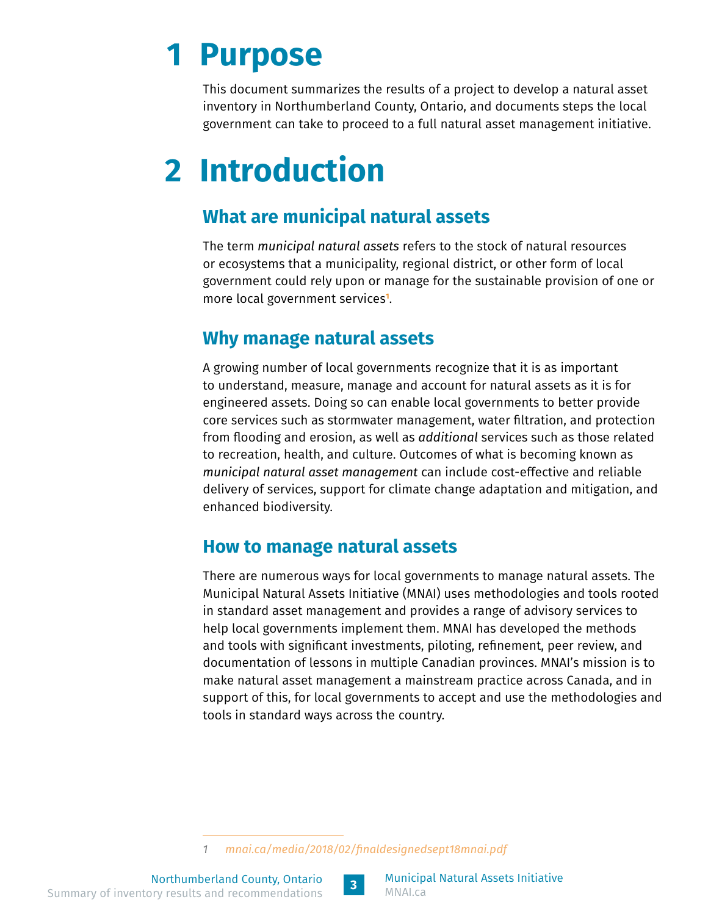# 1 Purpose

This document summarizes the results of a project to develop a natural asset inventory in Northumberland County, Ontario, and documents steps the local government can take to proceed to a full natural asset management initiative.

# 2 Introduction

## What are municipal natural assets

The term *municipal natural assets* refers to the stock of natural resources or ecosystems that a municipality, regional district, or other form of local government could rely upon or manage for the sustainable provision of one or more local government services[1].

## Why manage natural assets

A growing number of local governments recognize that it is as important to understand, measure, manage and account for natural assets as it is for engineered assets. Doing so can enable local governments to better provide core services such as stormwater management, water filtration, and protection from flooding and erosion, as well as *additional* services such as those related to recreation, health, and culture. Outcomes of what is becoming known as *municipal natural asset management* can include cost-effective and reliable delivery of services, support for climate change adaptation and mitigation, and enhanced biodiversity.

## How to manage natural assets

There are numerous ways for local governments to manage natural assets. The Municipal Natural Assets Initiative (MNAI) uses methodologies and tools rooted in standard asset management and provides a range of advisory services to help local governments implement them. MNAI has developed the methods and tools with significant investments, piloting, refinement, peer review, and documentation of lessons in multiple Canadian provinces. MNAI's mission is to make natural asset management a mainstream practice across Canada, and in support of this, for local governments to accept and use the methodologies and tools in standard ways across the country.

---

1 *mnai.ca/media/2018/02/finaldesignedsept18mnai.pdf*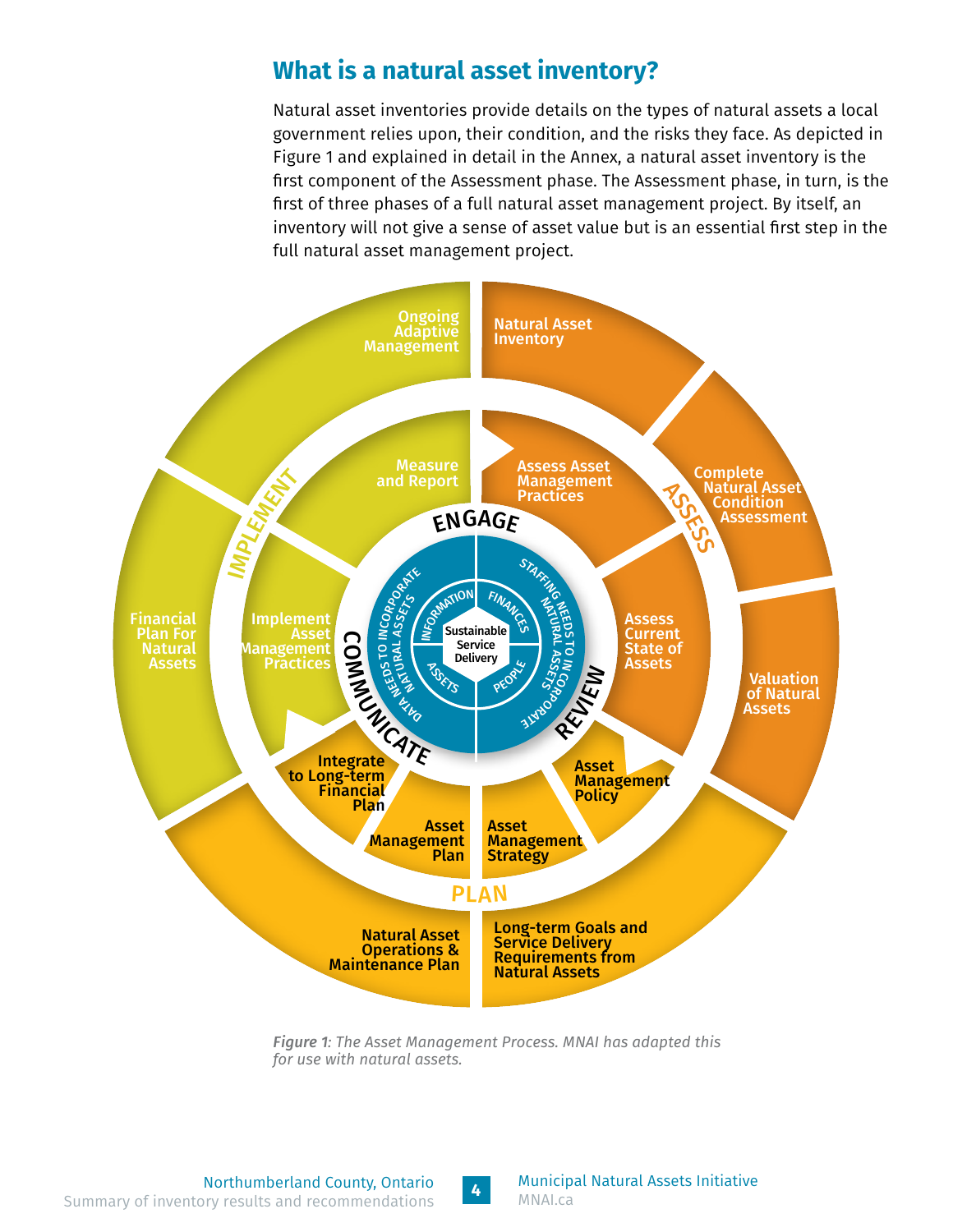## What is a natural asset inventory?

Natural asset inventories provide details on the types of natural assets a local government relies upon, their condition, and the risks they face. As depicted in Figure 1 and explained in detail in the Annex, a natural asset inventory is the first component of the Assessment phase. The Assessment phase, in turn, is the first of three phases of a full natural asset management project. By itself, an inventory will not give a sense of asset value but is an essential first step in the full natural asset management project.

*Figure 1: The Asset Management Process. MNAI has adapted this for use with natural assets.*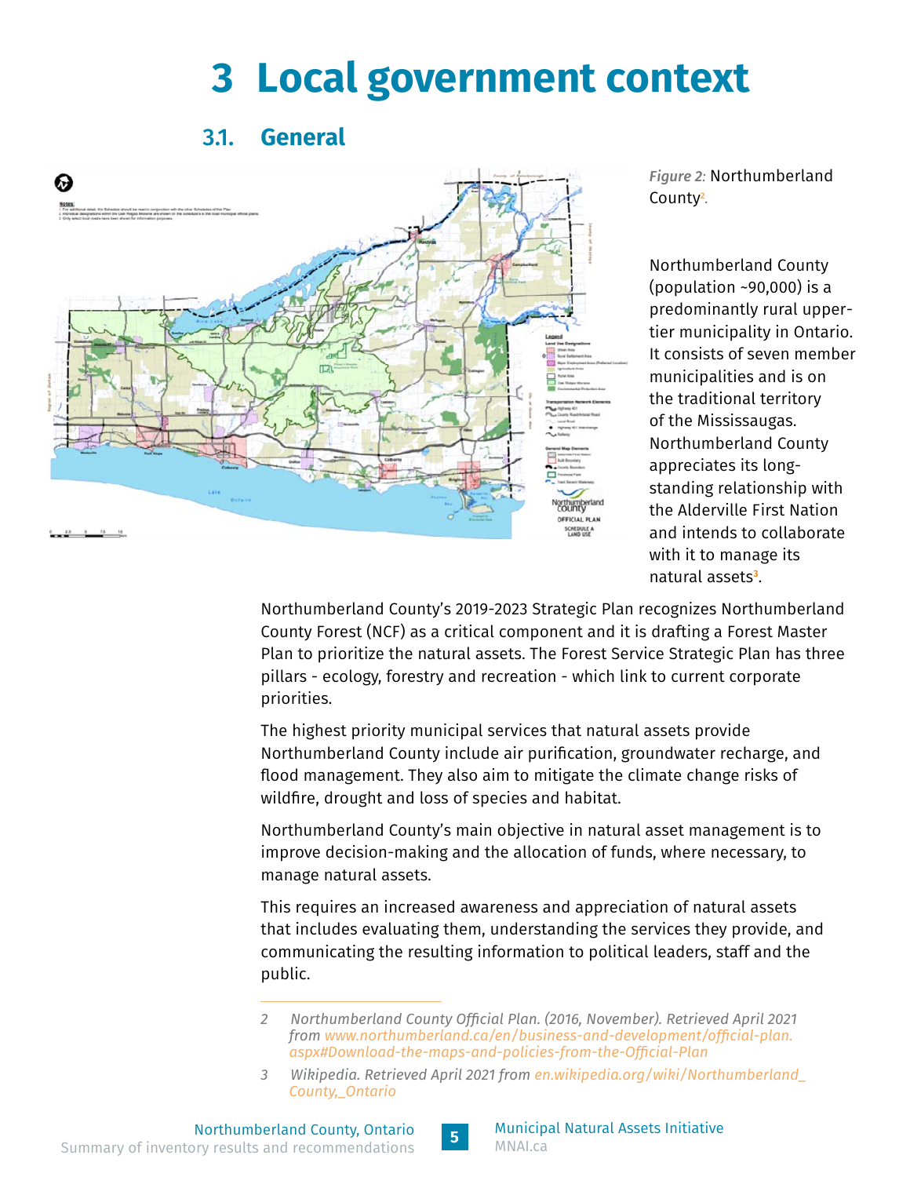# 3 Local government context

## 3.1. General

*Figure 2:* Northumberland County[2].

Northumberland County (population ~90,000) is a predominantly rural upper-tier municipality in Ontario. It consists of seven member municipalities and is on the traditional territory of the Mississaugas. Northumberland County appreciates its long-standing relationship with the Alderville First Nation and intends to collaborate with it to manage its natural assets[3].

Northumberland County's 2019-2023 Strategic Plan recognizes Northumberland County Forest (NCF) as a critical component and it is drafting a Forest Master Plan to prioritize the natural assets. The Forest Service Strategic Plan has three pillars - ecology, forestry and recreation - which link to current corporate priorities.

The highest priority municipal services that natural assets provide Northumberland County include air purification, groundwater recharge, and flood management. They also aim to mitigate the climate change risks of wildfire, drought and loss of species and habitat.

Northumberland County's main objective in natural asset management is to improve decision-making and the allocation of funds, where necessary, to manage natural assets.

This requires an increased awareness and appreciation of natural assets that includes evaluating them, understanding the services they provide, and communicating the resulting information to political leaders, staff and the public.

---

2 *Northumberland County Official Plan. (2016, November). Retrieved April 2021 from www.northumberland.ca/en/business-and-development/official-plan.aspx#Download-the-maps-and-policies-from-the-Official-Plan*

3 *Wikipedia. Retrieved April 2021 from en.wikipedia.org/wiki/Northumberland_County,_Ontario*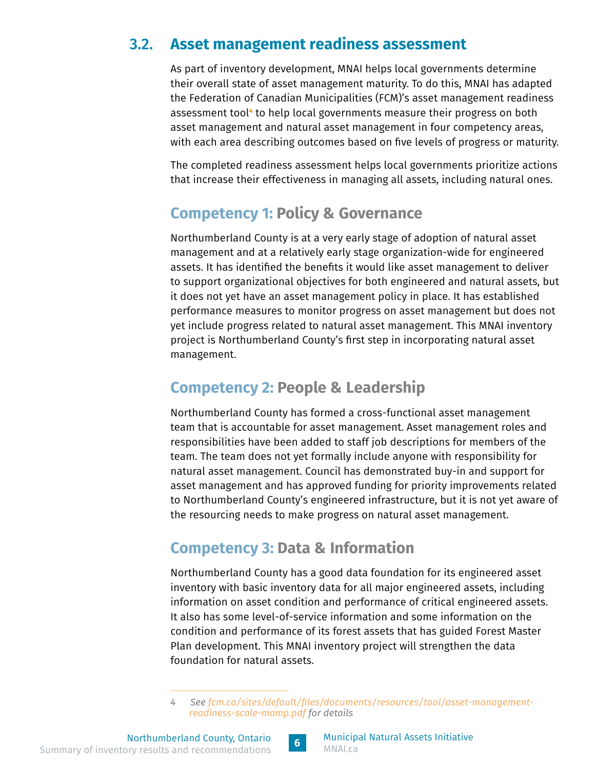## 3.2. Asset management readiness assessment

As part of inventory development, MNAI helps local governments determine their overall state of asset management maturity. To do this, MNAI has adapted the Federation of Canadian Municipalities (FCM)'s asset management readiness assessment tool[4] to help local governments measure their progress on both asset management and natural asset management in four competency areas, with each area describing outcomes based on five levels of progress or maturity.

The completed readiness assessment helps local governments prioritize actions that increase their effectiveness in managing all assets, including natural ones.

### Competency 1: Policy & Governance

Northumberland County is at a very early stage of adoption of natural asset management and at a relatively early stage organization-wide for engineered assets. It has identified the benefits it would like asset management to deliver to support organizational objectives for both engineered and natural assets, but it does not yet have an asset management policy in place. It has established performance measures to monitor progress on asset management but does not yet include progress related to natural asset management. This MNAI inventory project is Northumberland County's first step in incorporating natural asset management.

### Competency 2: People & Leadership

Northumberland County has formed a cross-functional asset management team that is accountable for asset management. Asset management roles and responsibilities have been added to staff job descriptions for members of the team. The team does not yet formally include anyone with responsibility for natural asset management. Council has demonstrated buy-in and support for asset management and has approved funding for priority improvements related to Northumberland County's engineered infrastructure, but it is not yet aware of the resourcing needs to make progress on natural asset management.

### Competency 3: Data & Information

Northumberland County has a good data foundation for its engineered asset inventory with basic inventory data for all major engineered assets, including information on asset condition and performance of critical engineered assets. It also has some level-of-service information and some information on the condition and performance of its forest assets that has guided Forest Master Plan development. This MNAI inventory project will strengthen the data foundation for natural assets.

---

4 *See fcm.ca/sites/default/files/documents/resources/tool/asset-management-readiness-scale-mamp.pdf for details*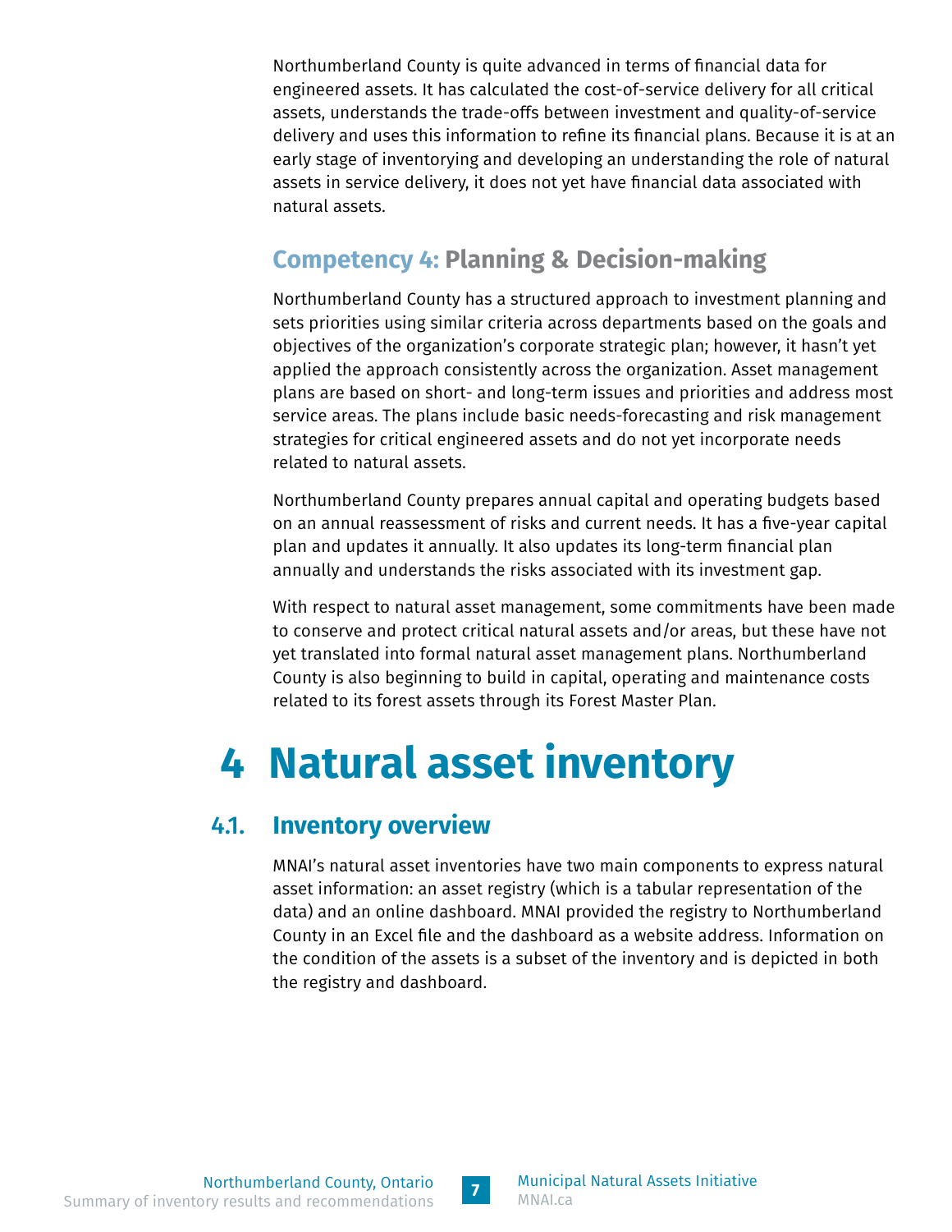Northumberland County is quite advanced in terms of financial data for engineered assets. It has calculated the cost-of-service delivery for all critical assets, understands the trade-offs between investment and quality-of-service delivery and uses this information to refine its financial plans. Because it is at an early stage of inventorying and developing an understanding the role of natural assets in service delivery, it does not yet have financial data associated with natural assets.

### Competency 4: Planning & Decision-making

Northumberland County has a structured approach to investment planning and sets priorities using similar criteria across departments based on the goals and objectives of the organization's corporate strategic plan; however, it hasn't yet applied the approach consistently across the organization. Asset management plans are based on short- and long-term issues and priorities and address most service areas. The plans include basic needs-forecasting and risk management strategies for critical engineered assets and do not yet incorporate needs related to natural assets.

Northumberland County prepares annual capital and operating budgets based on an annual reassessment of risks and current needs. It has a five-year capital plan and updates it annually. It also updates its long-term financial plan annually and understands the risks associated with its investment gap.

With respect to natural asset management, some commitments have been made to conserve and protect critical natural assets and/or areas, but these have not yet translated into formal natural asset management plans. Northumberland County is also beginning to build in capital, operating and maintenance costs related to its forest assets through its Forest Master Plan.

# 4 Natural asset inventory

## 4.1. Inventory overview

MNAI's natural asset inventories have two main components to express natural asset information: an asset registry (which is a tabular representation of the data) and an online dashboard. MNAI provided the registry to Northumberland County in an Excel file and the dashboard as a website address. Information on the condition of the assets is a subset of the inventory and is depicted in both the registry and dashboard.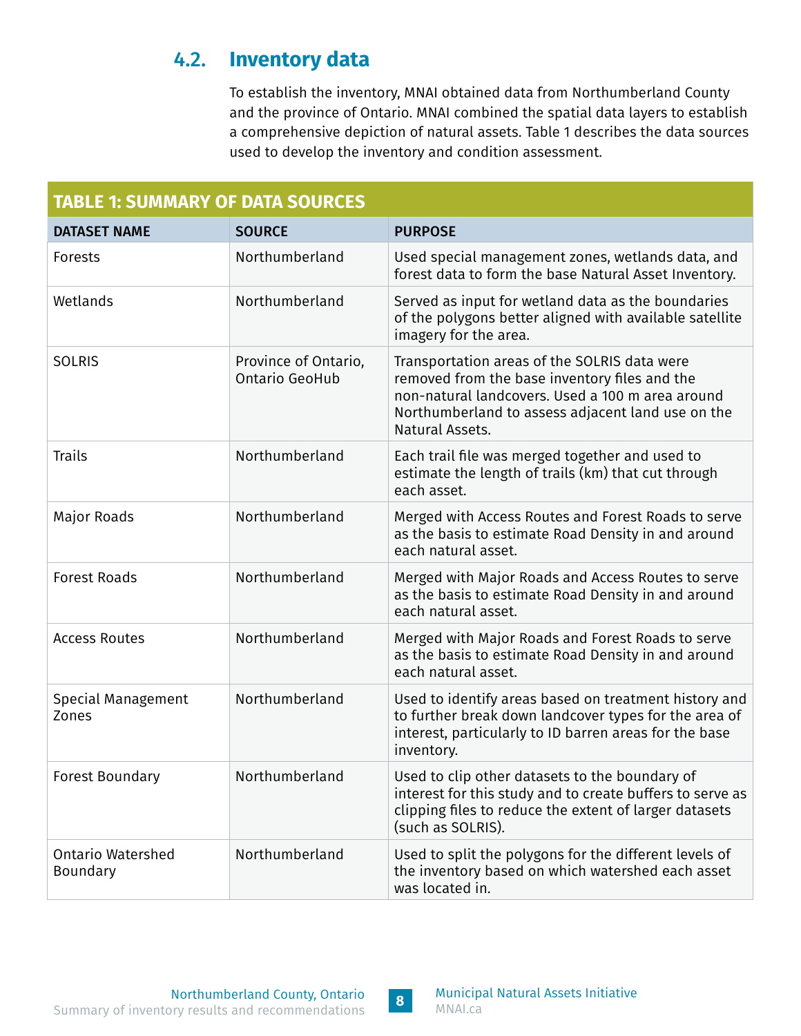## 4.2. Inventory data

To establish the inventory, MNAI obtained data from Northumberland County and the province of Ontario. MNAI combined the spatial data layers to establish a comprehensive depiction of natural assets. Table 1 describes the data sources used to develop the inventory and condition assessment.

**TABLE 1: SUMMARY OF DATA SOURCES**

| DATASET NAME | SOURCE | PURPOSE |
|---|---|---|
| Forests | Northumberland | Used special management zones, wetlands data, and forest data to form the base Natural Asset Inventory. |
| Wetlands | Northumberland | Served as input for wetland data as the boundaries of the polygons better aligned with available satellite imagery for the area. |
| SOLRIS | Province of Ontario, Ontario GeoHub | Transportation areas of the SOLRIS data were removed from the base inventory files and the non-natural landcovers. Used a 100 m area around Northumberland to assess adjacent land use on the Natural Assets. |
| Trails | Northumberland | Each trail file was merged together and used to estimate the length of trails (km) that cut through each asset. |
| Major Roads | Northumberland | Merged with Access Routes and Forest Roads to serve as the basis to estimate Road Density in and around each natural asset. |
| Forest Roads | Northumberland | Merged with Major Roads and Access Routes to serve as the basis to estimate Road Density in and around each natural asset. |
| Access Routes | Northumberland | Merged with Major Roads and Forest Roads to serve as the basis to estimate Road Density in and around each natural asset. |
| Special Management Zones | Northumberland | Used to identify areas based on treatment history and to further break down landcover types for the area of interest, particularly to ID barren areas for the base inventory. |
| Forest Boundary | Northumberland | Used to clip other datasets to the boundary of interest for this study and to create buffers to serve as clipping files to reduce the extent of larger datasets (such as SOLRIS). |
| Ontario Watershed Boundary | Northumberland | Used to split the polygons for the different levels of the inventory based on which watershed each asset was located in. |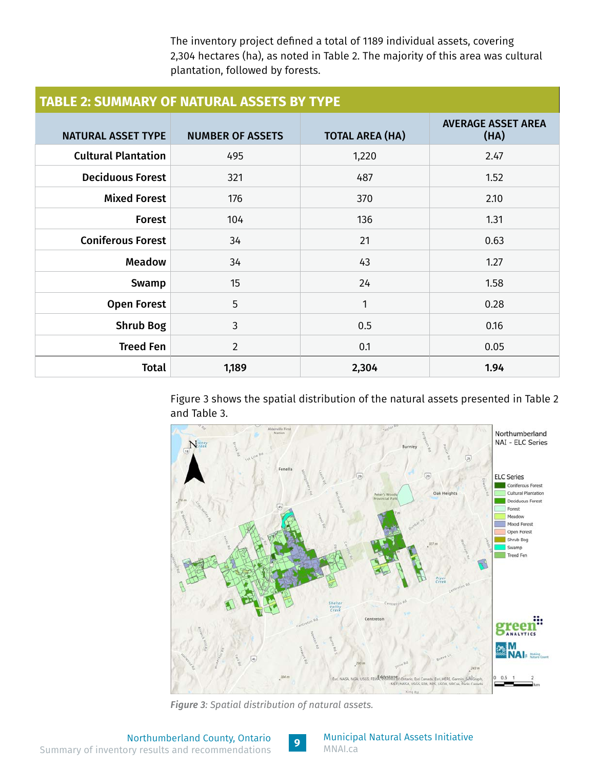The inventory project defined a total of 1189 individual assets, covering 2,304 hectares (ha), as noted in Table 2. The majority of this area was cultural plantation, followed by forests.

**TABLE 2: SUMMARY OF NATURAL ASSETS BY TYPE**

| NATURAL ASSET TYPE | NUMBER OF ASSETS | TOTAL AREA (HA) | AVERAGE ASSET AREA (HA) |
|---|---|---|---|
| **Cultural Plantation** | 495 | 1,220 | 2.47 |
| **Deciduous Forest** | 321 | 487 | 1.52 |
| **Mixed Forest** | 176 | 370 | 2.10 |
| **Forest** | 104 | 136 | 1.31 |
| **Coniferous Forest** | 34 | 21 | 0.63 |
| **Meadow** | 34 | 43 | 1.27 |
| **Swamp** | 15 | 24 | 1.58 |
| **Open Forest** | 5 | 1 | 0.28 |
| **Shrub Bog** | 3 | 0.5 | 0.16 |
| **Treed Fen** | 2 | 0.1 | 0.05 |
| **Total** | **1,189** | **2,304** | **1.94** |

Figure 3 shows the spatial distribution of the natural assets presented in Table 2 and Table 3.

*Figure 3: Spatial distribution of natural assets.*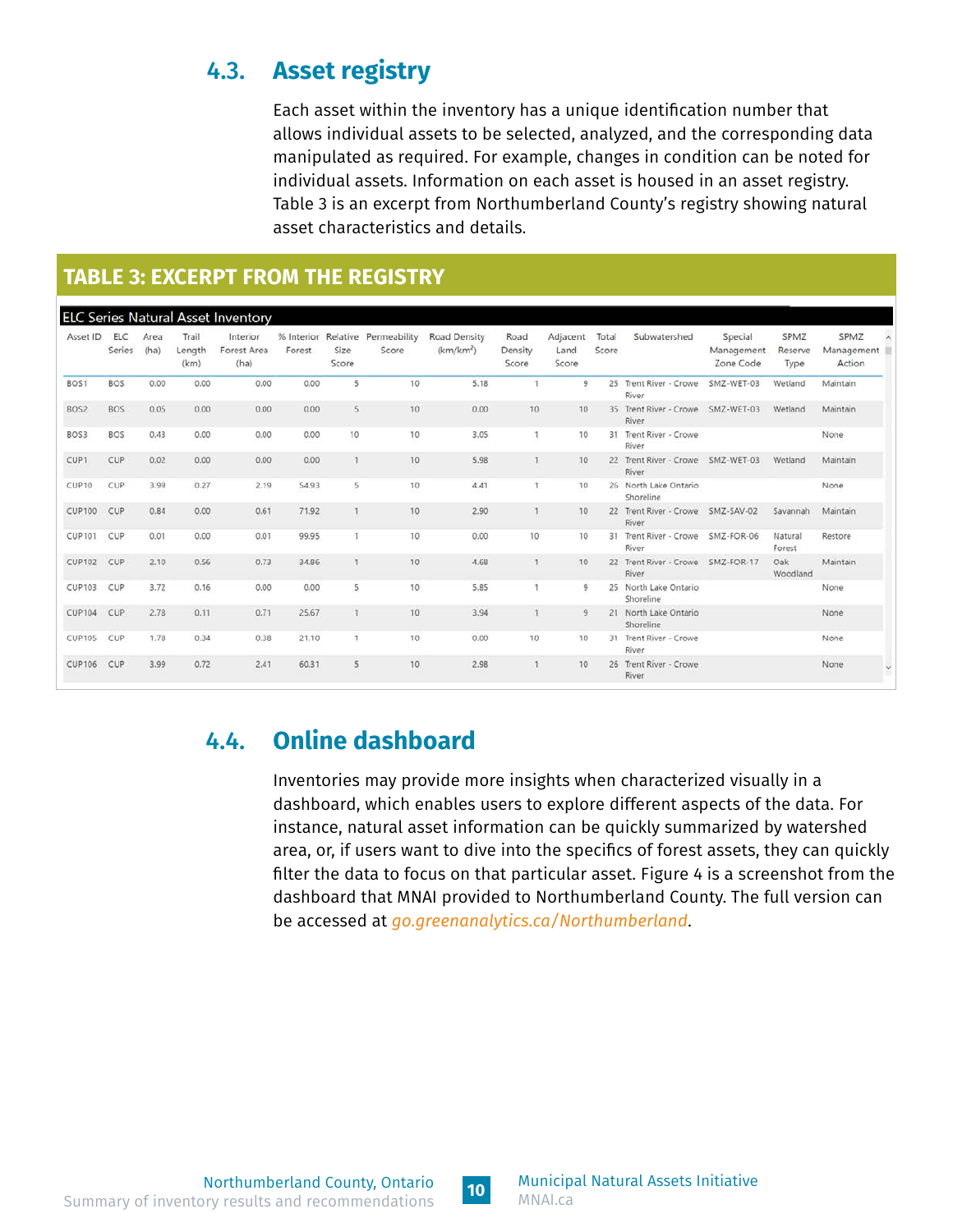## 4.3. Asset registry

Each asset within the inventory has a unique identification number that allows individual assets to be selected, analyzed, and the corresponding data manipulated as required. For example, changes in condition can be noted for individual assets. Information on each asset is housed in an asset registry. Table 3 is an excerpt from Northumberland County's registry showing natural asset characteristics and details.

**TABLE 3: EXCERPT FROM THE REGISTRY**

ELC Series Natural Asset Inventory

| Asset ID | ELC Series | Area (ha) | Trail Length (km) | Interior Forest Area (ha) | % Interior Forest | Relative Size Score | Permeability Score | Road Density (km/km²) | Road Density Score | Adjacent Land Score | Total Score | Subwatershed | Special Management Zone Code | SPMZ Reserve Type | SPMZ Management Action |
|---|---|---|---|---|---|---|---|---|---|---|---|---|---|---|---|
| BOS1 | BOS | 0.00 | 0.00 | 0.00 | 0.00 | 5 | 10 | 5.18 | 1 | 9 | 25 | Trent River - Crowe River | SMZ-WET-03 | Wetland | Maintain |
| BOS2 | BOS | 0.05 | 0.00 | 0.00 | 0.00 | 5 | 10 | 0.00 | 10 | 10 | 35 | Trent River - Crowe River | SMZ-WET-03 | Wetland | Maintain |
| BOS3 | BOS | 0.43 | 0.00 | 0.00 | 0.00 | 10 | 10 | 3.05 | 1 | 10 | 31 | Trent River - Crowe River | | | None |
| CUP1 | CUP | 0.02 | 0.00 | 0.00 | 0.00 | 1 | 10 | 5.98 | 1 | 10 | 22 | Trent River - Crowe River | SMZ-WET-03 | Wetland | Maintain |
| CUP10 | CUP | 3.99 | 0.27 | 2.19 | 54.93 | 5 | 10 | 4.41 | 1 | 10 | 26 | North Lake Ontario Shoreline | | | None |
| CUP100 | CUP | 0.84 | 0.00 | 0.61 | 71.92 | 1 | 10 | 2.90 | 1 | 10 | 22 | Trent River - Crowe River | SMZ-SAV-02 | Savannah | Maintain |
| CUP101 | CUP | 0.01 | 0.00 | 0.01 | 99.95 | 1 | 10 | 0.00 | 10 | 10 | 31 | Trent River - Crowe River | SMZ-FOR-06 | Natural Forest | Restore |
| CUP102 | CUP | 2.10 | 0.56 | 0.73 | 34.86 | 1 | 10 | 4.68 | 1 | 10 | 22 | Trent River - Crowe River | SMZ-FOR-17 | Oak Woodland | Maintain |
| CUP103 | CUP | 3.72 | 0.16 | 0.00 | 0.00 | 5 | 10 | 5.85 | 1 | 9 | 25 | North Lake Ontario Shoreline | | | None |
| CUP104 | CUP | 2.78 | 0.11 | 0.71 | 25.67 | 1 | 10 | 3.94 | 1 | 9 | 21 | North Lake Ontario Shoreline | | | None |
| CUP105 | CUP | 1.78 | 0.34 | 0.38 | 21.10 | 1 | 10 | 0.00 | 10 | 10 | 31 | Trent River - Crowe River | | | None |
| CUP106 | CUP | 3.99 | 0.72 | 2.41 | 60.31 | 5 | 10 | 2.98 | 1 | 10 | 26 | Trent River - Crowe River | | | None |

## 4.4. Online dashboard

Inventories may provide more insights when characterized visually in a dashboard, which enables users to explore different aspects of the data. For instance, natural asset information can be quickly summarized by watershed area, or, if users want to dive into the specifics of forest assets, they can quickly filter the data to focus on that particular asset. Figure 4 is a screenshot from the dashboard that MNAI provided to Northumberland County. The full version can be accessed at *go.greenanalytics.ca/Northumberland*.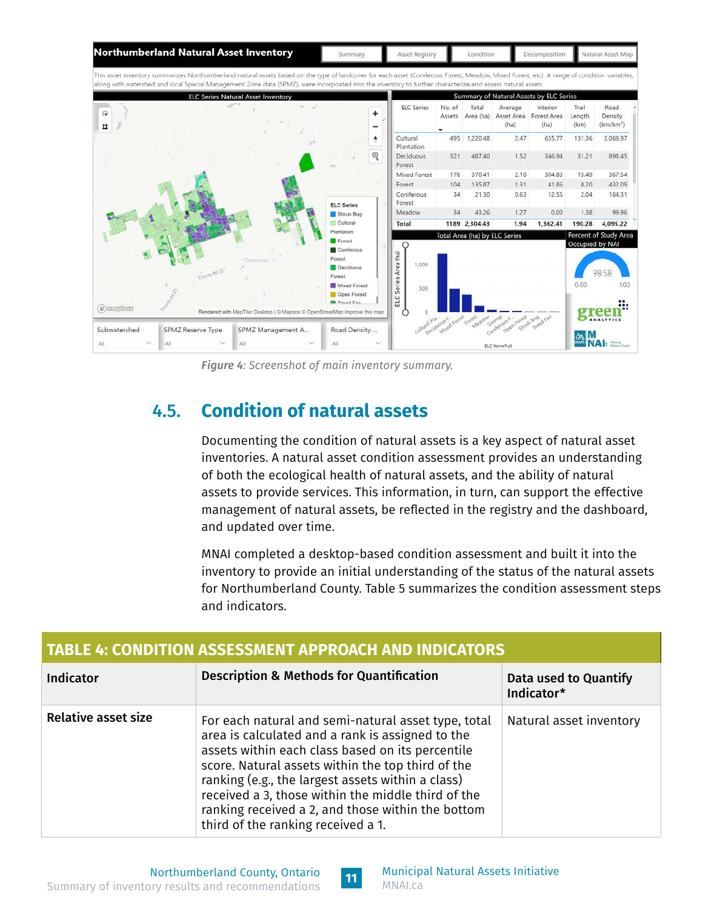*Figure 4: Screenshot of main inventory summary.*

## 4.5. Condition of natural assets

Documenting the condition of natural assets is a key aspect of natural asset inventories. A natural asset condition assessment provides an understanding of both the ecological health of natural assets, and the ability of natural assets to provide services. This information, in turn, can support the effective management of natural assets, be reflected in the registry and the dashboard, and updated over time.

MNAI completed a desktop-based condition assessment and built it into the inventory to provide an initial understanding of the status of the natural assets for Northumberland County. Table 5 summarizes the condition assessment steps and indicators.

**TABLE 4: CONDITION ASSESSMENT APPROACH AND INDICATORS**

| Indicator | Description & Methods for Quantification | Data used to Quantify Indicator* |
|---|---|---|
| **Relative asset size** | For each natural and semi-natural asset type, total area is calculated and a rank is assigned to the assets within each class based on its percentile score. Natural assets within the top third of the ranking (e.g., the largest assets within a class) received a 3, those within the middle third of the ranking received a 2, and those within the bottom third of the ranking received a 1. | Natural asset inventory |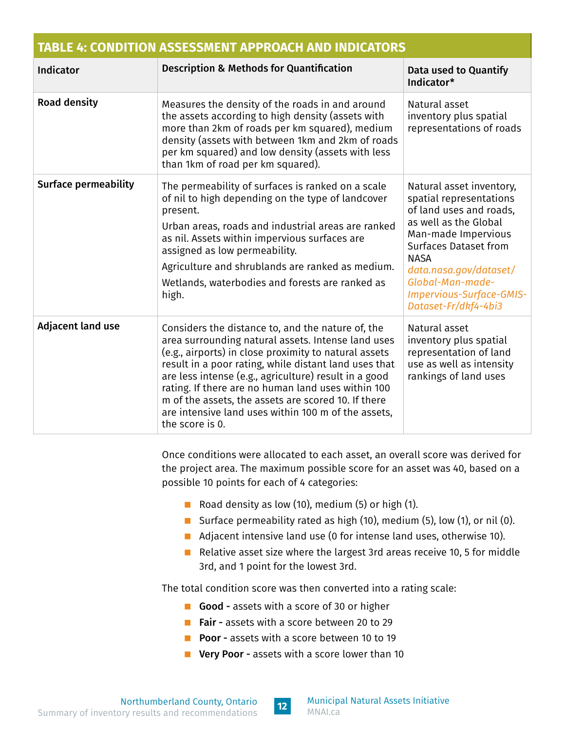**TABLE 4: CONDITION ASSESSMENT APPROACH AND INDICATORS**

| Indicator | Description & Methods for Quantification | Data used to Quantify Indicator* |
|---|---|---|
| **Road density** | Measures the density of the roads in and around the assets according to high density (assets with more than 2km of roads per km squared), medium density (assets with between 1km and 2km of roads per km squared) and low density (assets with less than 1km of road per km squared). | Natural asset inventory plus spatial representations of roads |
| **Surface permeability** | The permeability of surfaces is ranked on a scale of nil to high depending on the type of landcover present.<br>Urban areas, roads and industrial areas are ranked as nil. Assets within impervious surfaces are assigned as low permeability.<br>Agriculture and shrublands are ranked as medium.<br>Wetlands, waterbodies and forests are ranked as high. | Natural asset inventory, spatial representations of land uses and roads, as well as the Global Man-made Impervious Surfaces Dataset from NASA *data.nasa.gov/dataset/Global-Man-made-Impervious-Surface-GMIS-Dataset-Fr/dkf4-4bi3* |
| **Adjacent land use** | Considers the distance to, and the nature of, the area surrounding natural assets. Intense land uses (e.g., airports) in close proximity to natural assets result in a poor rating, while distant land uses that are less intense (e.g., agriculture) result in a good rating. If there are no human land uses within 100 m of the assets, the assets are scored 10. If there are intensive land uses within 100 m of the assets, the score is 0. | Natural asset inventory plus spatial representation of land use as well as intensity rankings of land uses |

Once conditions were allocated to each asset, an overall score was derived for the project area. The maximum possible score for an asset was 40, based on a possible 10 points for each of 4 categories:

- Road density as low (10), medium (5) or high (1).
- Surface permeability rated as high (10), medium (5), low (1), or nil (0).
- Adjacent intensive land use (0 for intense land uses, otherwise 10).
- Relative asset size where the largest 3rd areas receive 10, 5 for middle 3rd, and 1 point for the lowest 3rd.

The total condition score was then converted into a rating scale:

- **Good -** assets with a score of 30 or higher
- **Fair -** assets with a score between 20 to 29
- **Poor -** assets with a score between 10 to 19
- **Very Poor -** assets with a score lower than 10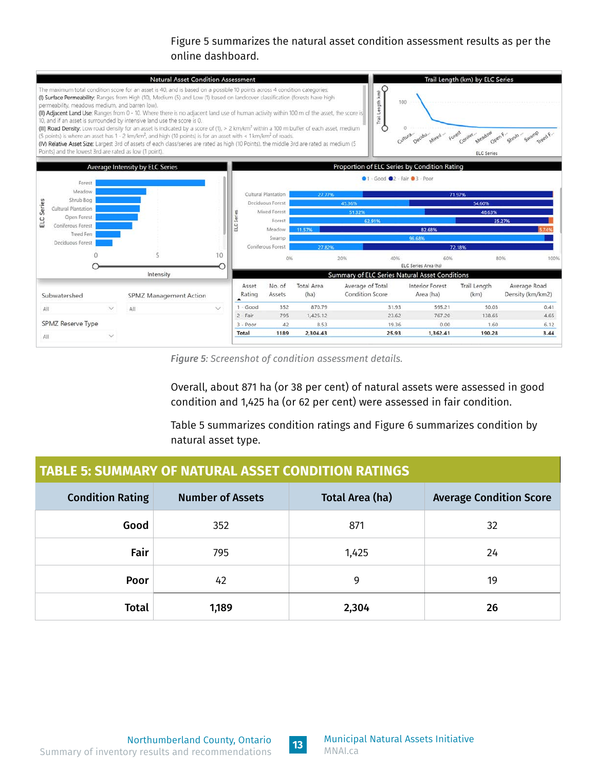Figure 5 summarizes the natural asset condition assessment results as per the online dashboard.

*Figure 5: Screenshot of condition assessment details.*

Overall, about 871 ha (or 38 per cent) of natural assets were assessed in good condition and 1,425 ha (or 62 per cent) were assessed in fair condition.

Table 5 summarizes condition ratings and Figure 6 summarizes condition by natural asset type.

## TABLE 5: SUMMARY OF NATURAL ASSET CONDITION RATINGS

| Condition Rating | Number of Assets | Total Area (ha) | Average Condition Score |
|---|---|---|---|
| **Good** | 352 | 871 | 32 |
| **Fair** | 795 | 1,425 | 24 |
| **Poor** | 42 | 9 | 19 |
| **Total** | **1,189** | **2,304** | **26** |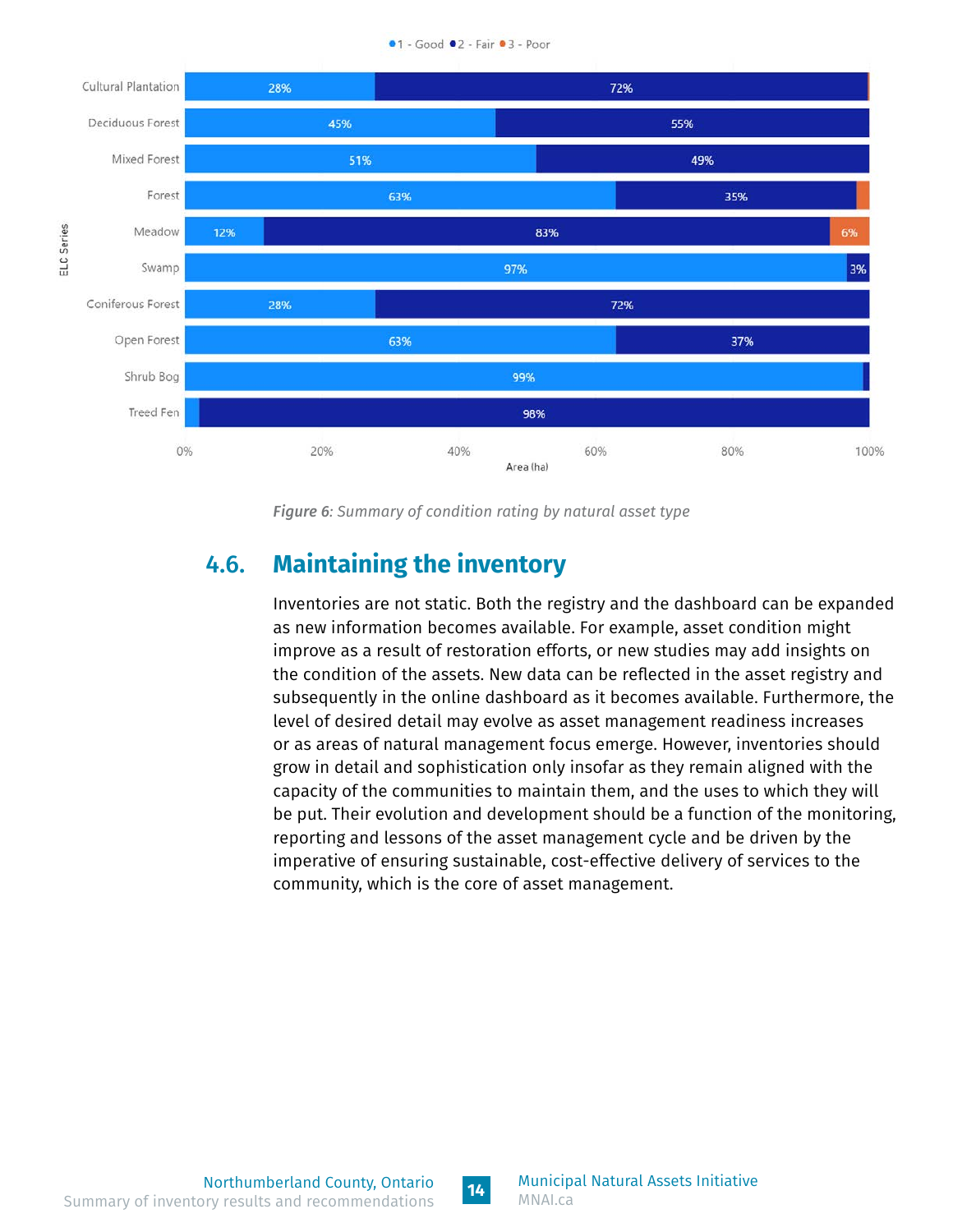| ELC Series | 1 - Good | 2 - Fair | 3 - Poor |
|---|---|---|---|
| Cultural Plantation | 28% | 72% | |
| Deciduous Forest | 45% | 55% | |
| Mixed Forest | 51% | 49% | |
| Forest | 63% | 35% | |
| Meadow | 12% | 83% | 6% |
| Swamp | 97% | 3% | |
| Coniferous Forest | 28% | 72% | |
| Open Forest | 63% | 37% | |
| Shrub Bog | 99% | | |
| Treed Fen | | 98% | |

*Figure 6: Summary of condition rating by natural asset type*

## 4.6. Maintaining the inventory

Inventories are not static. Both the registry and the dashboard can be expanded as new information becomes available. For example, asset condition might improve as a result of restoration efforts, or new studies may add insights on the condition of the assets. New data can be reflected in the asset registry and subsequently in the online dashboard as it becomes available. Furthermore, the level of desired detail may evolve as asset management readiness increases or as areas of natural management focus emerge. However, inventories should grow in detail and sophistication only insofar as they remain aligned with the capacity of the communities to maintain them, and the uses to which they will be put. Their evolution and development should be a function of the monitoring, reporting and lessons of the asset management cycle and be driven by the imperative of ensuring sustainable, cost-effective delivery of services to the community, which is the core of asset management.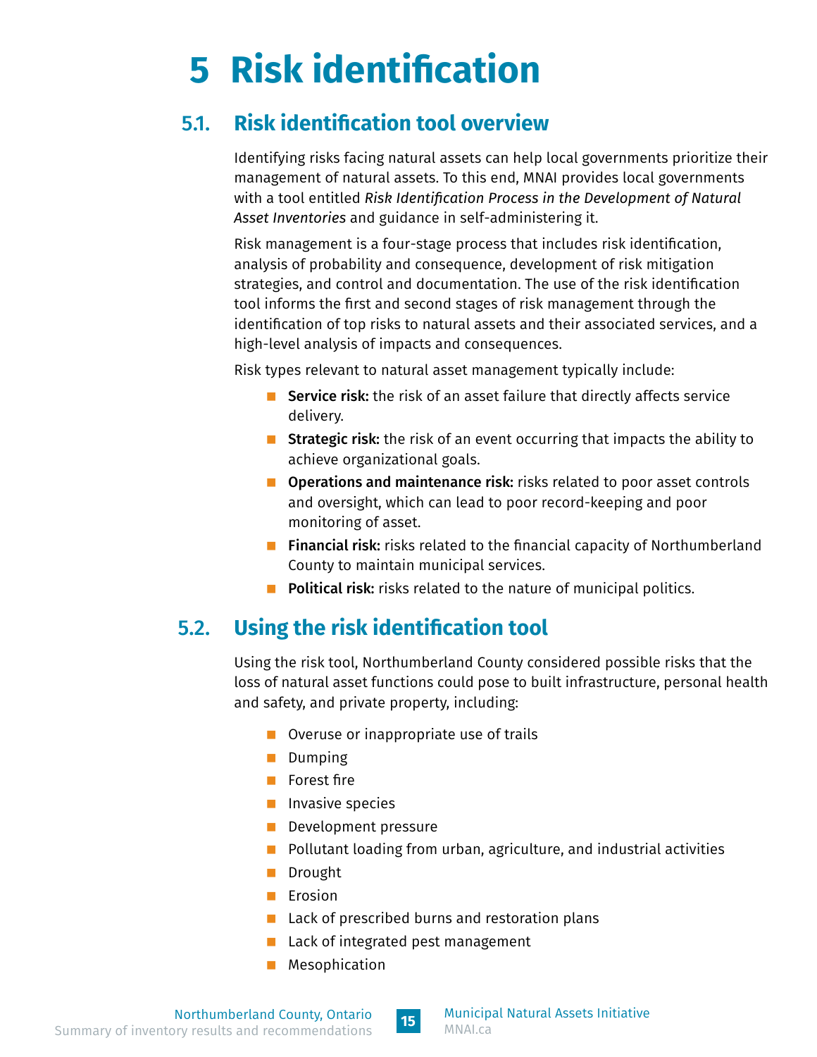# 5 Risk identification

## 5.1. Risk identification tool overview

Identifying risks facing natural assets can help local governments prioritize their management of natural assets. To this end, MNAI provides local governments with a tool entitled *Risk Identification Process in the Development of Natural Asset Inventories* and guidance in self-administering it.

Risk management is a four-stage process that includes risk identification, analysis of probability and consequence, development of risk mitigation strategies, and control and documentation. The use of the risk identification tool informs the first and second stages of risk management through the identification of top risks to natural assets and their associated services, and a high-level analysis of impacts and consequences.

Risk types relevant to natural asset management typically include:

- **Service risk:** the risk of an asset failure that directly affects service delivery.
- **Strategic risk:** the risk of an event occurring that impacts the ability to achieve organizational goals.
- **Operations and maintenance risk:** risks related to poor asset controls and oversight, which can lead to poor record-keeping and poor monitoring of asset.
- **Financial risk:** risks related to the financial capacity of Northumberland County to maintain municipal services.
- **Political risk:** risks related to the nature of municipal politics.

## 5.2. Using the risk identification tool

Using the risk tool, Northumberland County considered possible risks that the loss of natural asset functions could pose to built infrastructure, personal health and safety, and private property, including:

- Overuse or inappropriate use of trails
- Dumping
- Forest fire
- Invasive species
- Development pressure
- Pollutant loading from urban, agriculture, and industrial activities
- Drought
- Erosion
- Lack of prescribed burns and restoration plans
- Lack of integrated pest management
- Mesophication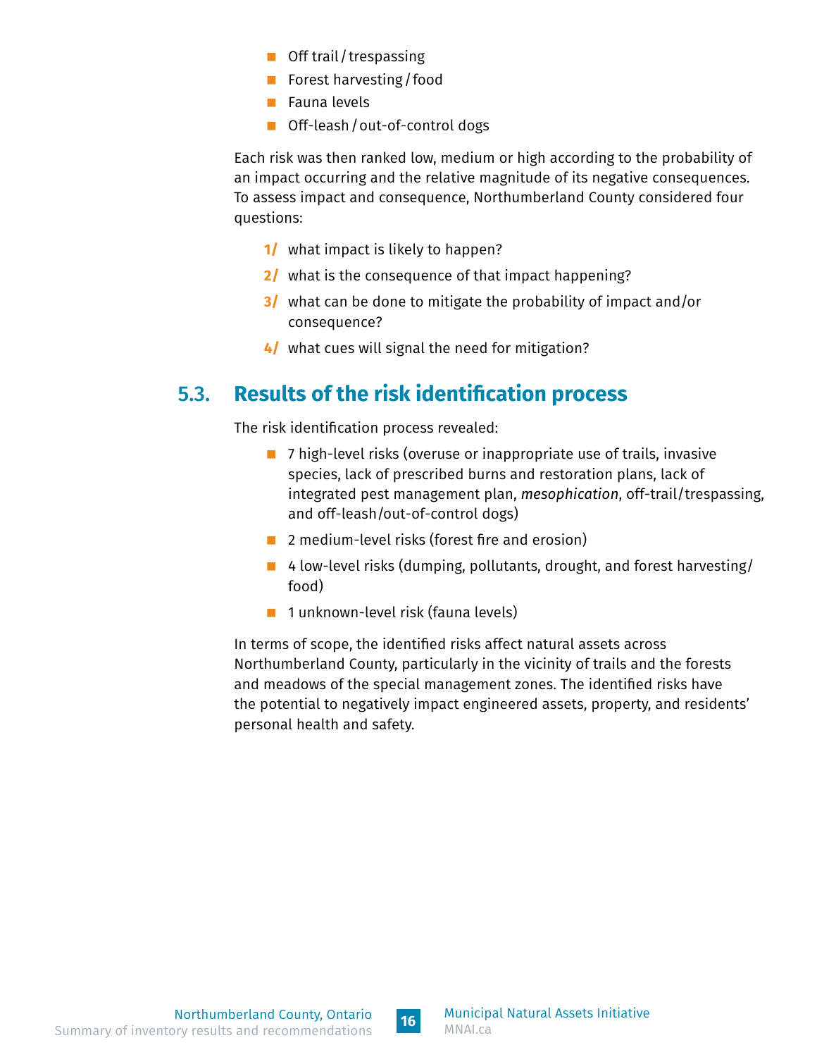- Off trail / trespassing
- Forest harvesting / food
- Fauna levels
- Off-leash / out-of-control dogs

Each risk was then ranked low, medium or high according to the probability of an impact occurring and the relative magnitude of its negative consequences. To assess impact and consequence, Northumberland County considered four questions:

1/ what impact is likely to happen?

2/ what is the consequence of that impact happening?

3/ what can be done to mitigate the probability of impact and/or consequence?

4/ what cues will signal the need for mitigation?

## 5.3. Results of the risk identification process

The risk identification process revealed:

- 7 high-level risks (overuse or inappropriate use of trails, invasive species, lack of prescribed burns and restoration plans, lack of integrated pest management plan, *mesophication*, off-trail/trespassing, and off-leash/out-of-control dogs)
- 2 medium-level risks (forest fire and erosion)
- 4 low-level risks (dumping, pollutants, drought, and forest harvesting/ food)
- 1 unknown-level risk (fauna levels)

In terms of scope, the identified risks affect natural assets across Northumberland County, particularly in the vicinity of trails and the forests and meadows of the special management zones. The identified risks have the potential to negatively impact engineered assets, property, and residents' personal health and safety.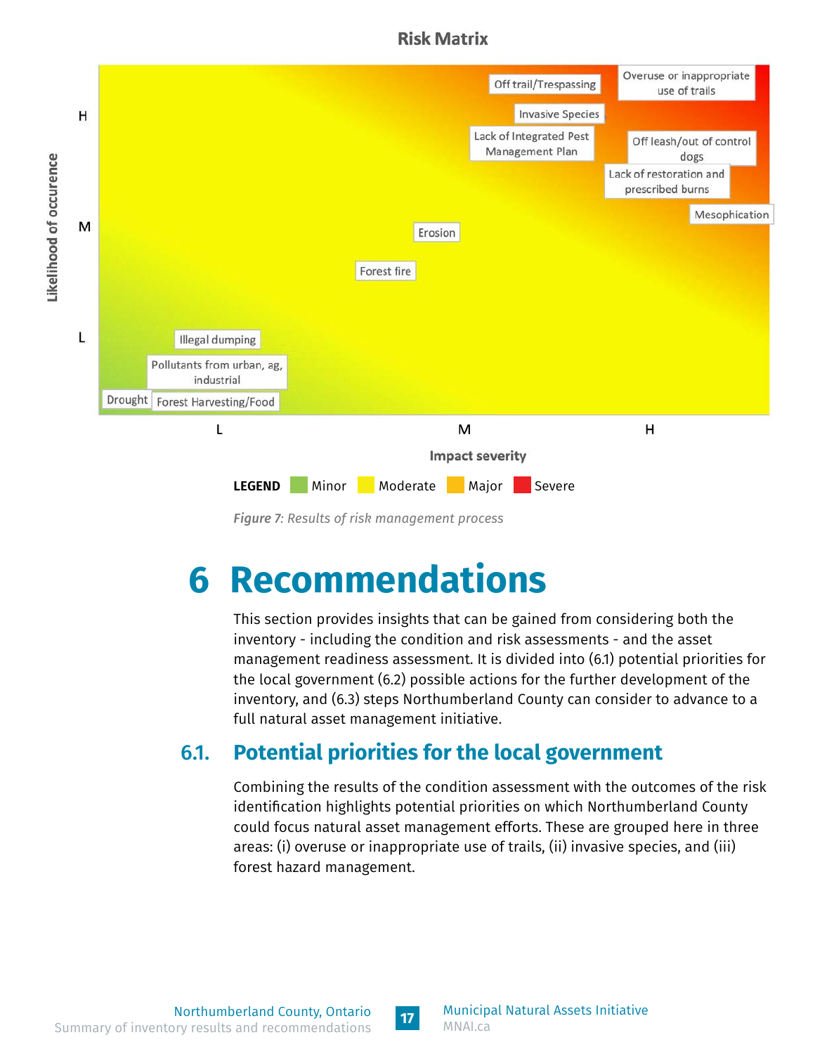**Risk Matrix**

Likelihood of occurence (H, M, L) vs. Impact severity (L, M, H)

- Off trail/Trespassing
- Overuse or inappropriate use of trails
- Invasive Species
- Lack of Integrated Pest Management Plan
- Off leash/out of control dogs
- Lack of restoration and prescribed burns
- Mesophication
- Erosion
- Forest fire
- Illegal dumping
- Pollutants from urban, ag, industrial
- Drought
- Forest Harvesting/Food

**LEGEND** Minor Moderate Major Severe

*Figure 7: Results of risk management process*

# 6 Recommendations

This section provides insights that can be gained from considering both the inventory - including the condition and risk assessments - and the asset management readiness assessment. It is divided into (6.1) potential priorities for the local government (6.2) possible actions for the further development of the inventory, and (6.3) steps Northumberland County can consider to advance to a full natural asset management initiative.

## 6.1. Potential priorities for the local government

Combining the results of the condition assessment with the outcomes of the risk identification highlights potential priorities on which Northumberland County could focus natural asset management efforts. These are grouped here in three areas: (i) overuse or inappropriate use of trails, (ii) invasive species, and (iii) forest hazard management.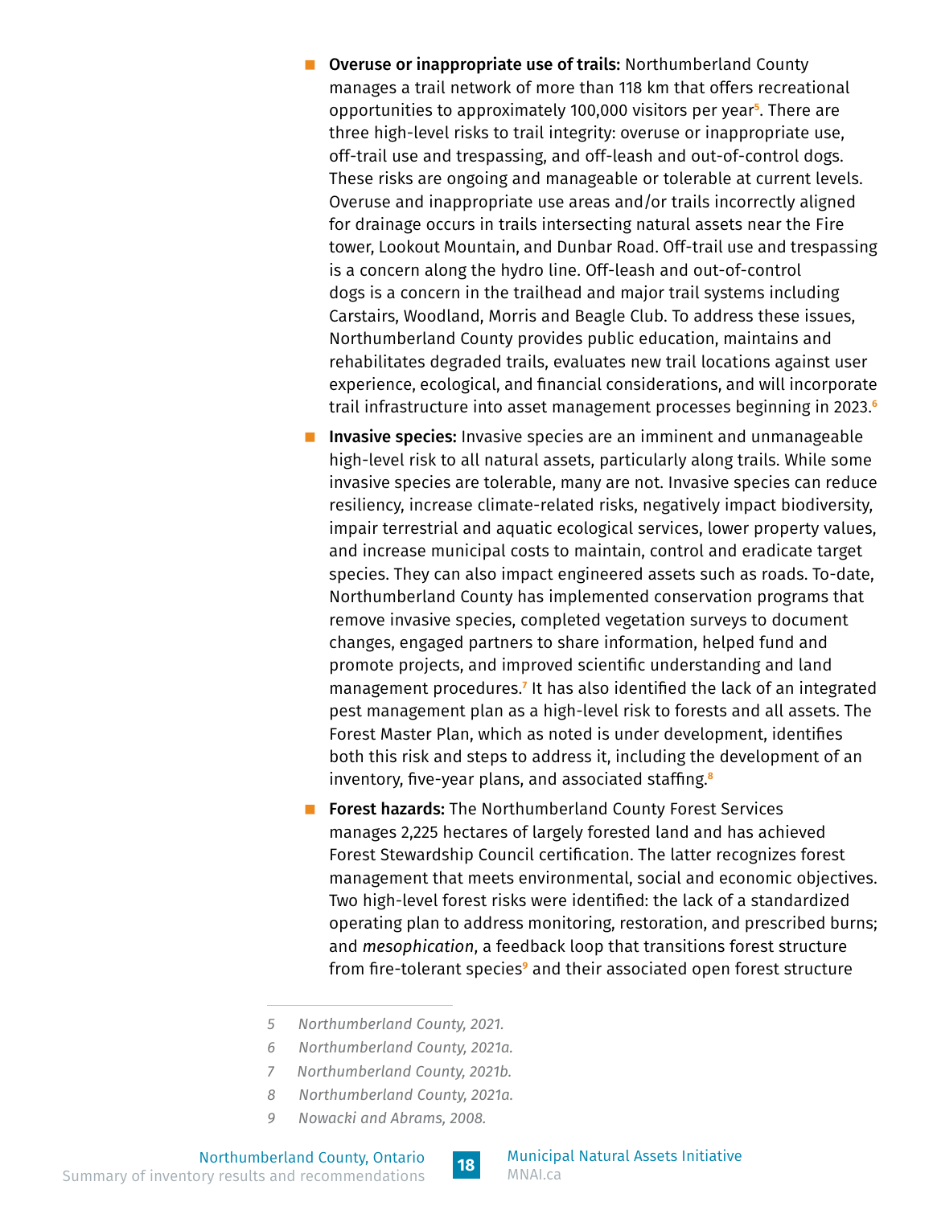- **Overuse or inappropriate use of trails:** Northumberland County manages a trail network of more than 118 km that offers recreational opportunities to approximately 100,000 visitors per year[5]. There are three high-level risks to trail integrity: overuse or inappropriate use, off-trail use and trespassing, and off-leash and out-of-control dogs. These risks are ongoing and manageable or tolerable at current levels. Overuse and inappropriate use areas and/or trails incorrectly aligned for drainage occurs in trails intersecting natural assets near the Fire tower, Lookout Mountain, and Dunbar Road. Off-trail use and trespassing is a concern along the hydro line. Off-leash and out-of-control dogs is a concern in the trailhead and major trail systems including Carstairs, Woodland, Morris and Beagle Club. To address these issues, Northumberland County provides public education, maintains and rehabilitates degraded trails, evaluates new trail locations against user experience, ecological, and financial considerations, and will incorporate trail infrastructure into asset management processes beginning in 2023.[6]

- **Invasive species:** Invasive species are an imminent and unmanageable high-level risk to all natural assets, particularly along trails. While some invasive species are tolerable, many are not. Invasive species can reduce resiliency, increase climate-related risks, negatively impact biodiversity, impair terrestrial and aquatic ecological services, lower property values, and increase municipal costs to maintain, control and eradicate target species. They can also impact engineered assets such as roads. To-date, Northumberland County has implemented conservation programs that remove invasive species, completed vegetation surveys to document changes, engaged partners to share information, helped fund and promote projects, and improved scientific understanding and land management procedures.[7] It has also identified the lack of an integrated pest management plan as a high-level risk to forests and all assets. The Forest Master Plan, which as noted is under development, identifies both this risk and steps to address it, including the development of an inventory, five-year plans, and associated staffing.[8]

- **Forest hazards:** The Northumberland County Forest Services manages 2,225 hectares of largely forested land and has achieved Forest Stewardship Council certification. The latter recognizes forest management that meets environmental, social and economic objectives. Two high-level forest risks were identified: the lack of a standardized operating plan to address monitoring, restoration, and prescribed burns; and *mesophication*, a feedback loop that transitions forest structure from fire-tolerant species[9] and their associated open forest structure

---

5 *Northumberland County, 2021.*

6 *Northumberland County, 2021a.*

7 *Northumberland County, 2021b.*

8 *Northumberland County, 2021a.*

9 *Nowacki and Abrams, 2008.*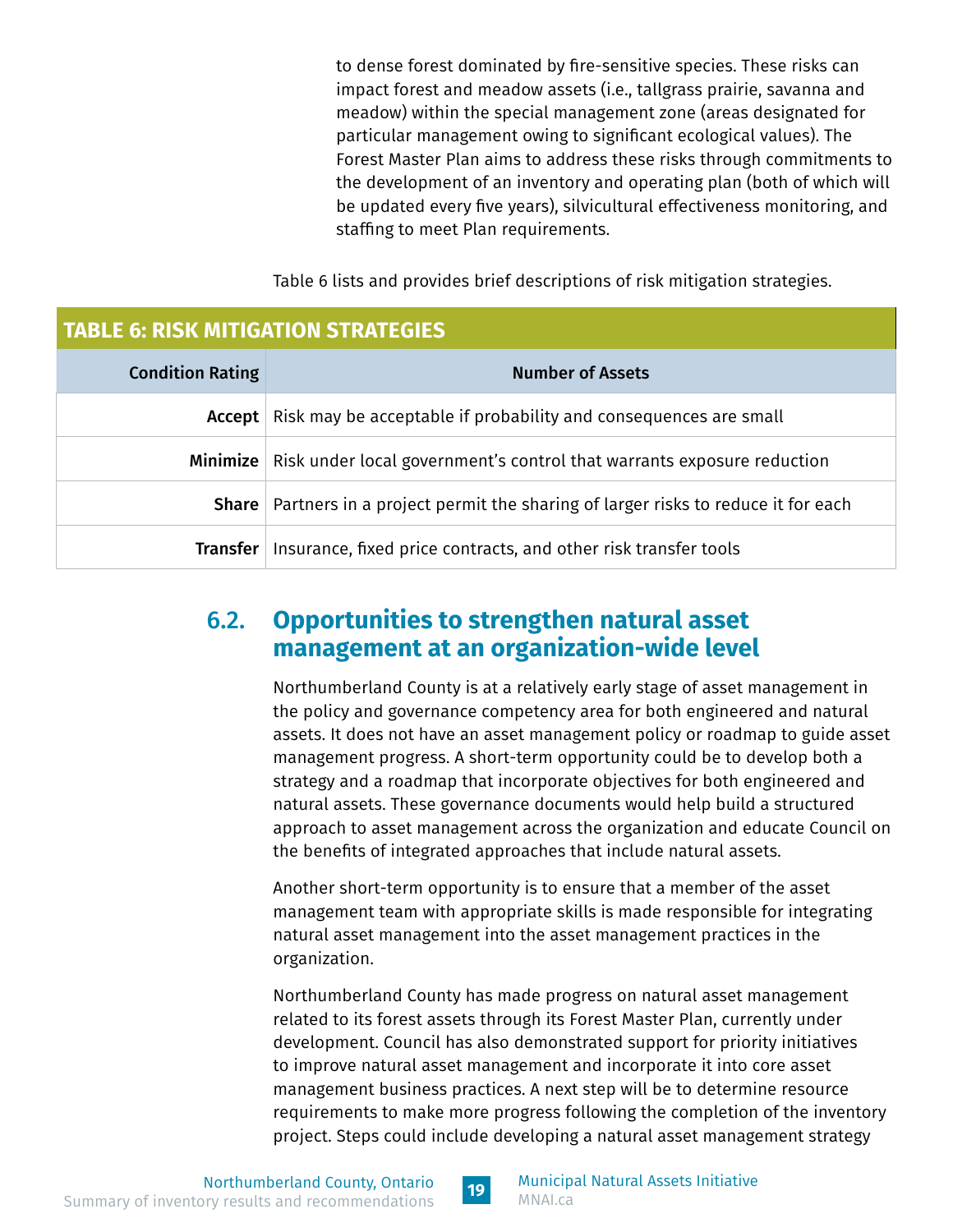to dense forest dominated by fire-sensitive species. These risks can impact forest and meadow assets (i.e., tallgrass prairie, savanna and meadow) within the special management zone (areas designated for particular management owing to significant ecological values). The Forest Master Plan aims to address these risks through commitments to the development of an inventory and operating plan (both of which will be updated every five years), silvicultural effectiveness monitoring, and staffing to meet Plan requirements.

Table 6 lists and provides brief descriptions of risk mitigation strategies.

**TABLE 6: RISK MITIGATION STRATEGIES**

| Condition Rating | Number of Assets |
|---|---|
| **Accept** | Risk may be acceptable if probability and consequences are small |
| **Minimize** | Risk under local government's control that warrants exposure reduction |
| **Share** | Partners in a project permit the sharing of larger risks to reduce it for each |
| **Transfer** | Insurance, fixed price contracts, and other risk transfer tools |

## 6.2. Opportunities to strengthen natural asset management at an organization-wide level

Northumberland County is at a relatively early stage of asset management in the policy and governance competency area for both engineered and natural assets. It does not have an asset management policy or roadmap to guide asset management progress. A short-term opportunity could be to develop both a strategy and a roadmap that incorporate objectives for both engineered and natural assets. These governance documents would help build a structured approach to asset management across the organization and educate Council on the benefits of integrated approaches that include natural assets.

Another short-term opportunity is to ensure that a member of the asset management team with appropriate skills is made responsible for integrating natural asset management into the asset management practices in the organization.

Northumberland County has made progress on natural asset management related to its forest assets through its Forest Master Plan, currently under development. Council has also demonstrated support for priority initiatives to improve natural asset management and incorporate it into core asset management business practices. A next step will be to determine resource requirements to make more progress following the completion of the inventory project. Steps could include developing a natural asset management strategy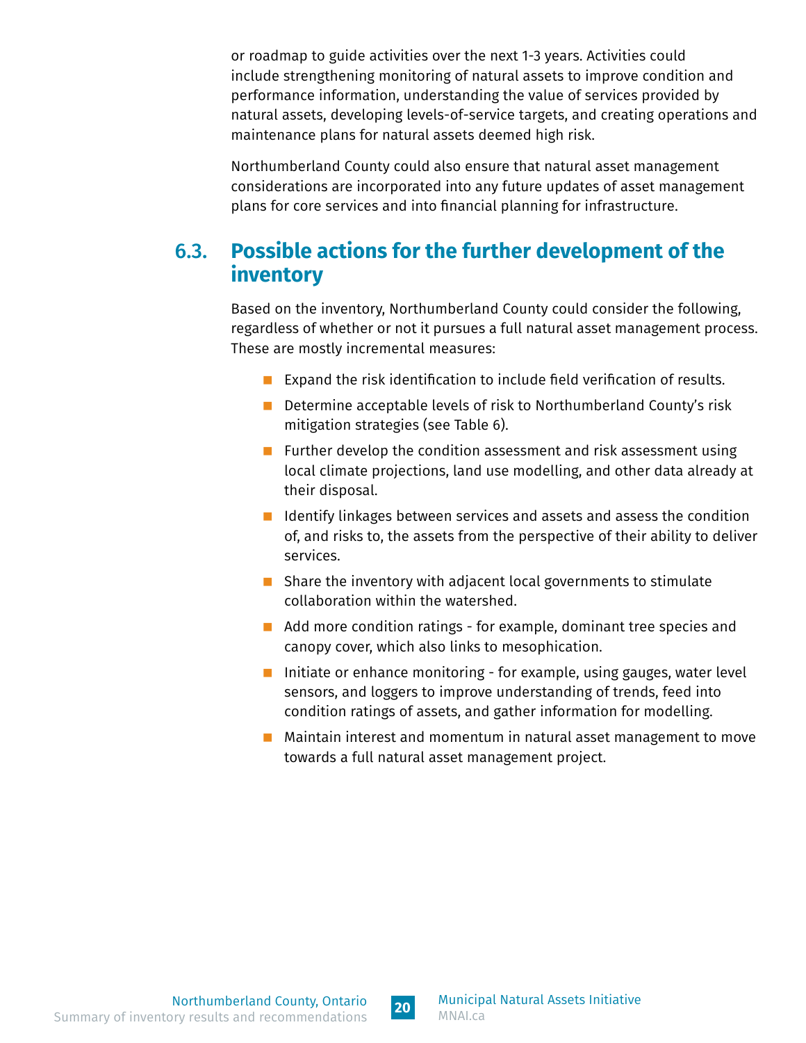or roadmap to guide activities over the next 1-3 years. Activities could include strengthening monitoring of natural assets to improve condition and performance information, understanding the value of services provided by natural assets, developing levels-of-service targets, and creating operations and maintenance plans for natural assets deemed high risk.

Northumberland County could also ensure that natural asset management considerations are incorporated into any future updates of asset management plans for core services and into financial planning for infrastructure.

## 6.3. Possible actions for the further development of the inventory

Based on the inventory, Northumberland County could consider the following, regardless of whether or not it pursues a full natural asset management process. These are mostly incremental measures:

- Expand the risk identification to include field verification of results.
- Determine acceptable levels of risk to Northumberland County's risk mitigation strategies (see Table 6).
- Further develop the condition assessment and risk assessment using local climate projections, land use modelling, and other data already at their disposal.
- Identify linkages between services and assets and assess the condition of, and risks to, the assets from the perspective of their ability to deliver services.
- Share the inventory with adjacent local governments to stimulate collaboration within the watershed.
- Add more condition ratings - for example, dominant tree species and canopy cover, which also links to mesophication.
- Initiate or enhance monitoring - for example, using gauges, water level sensors, and loggers to improve understanding of trends, feed into condition ratings of assets, and gather information for modelling.
- Maintain interest and momentum in natural asset management to move towards a full natural asset management project.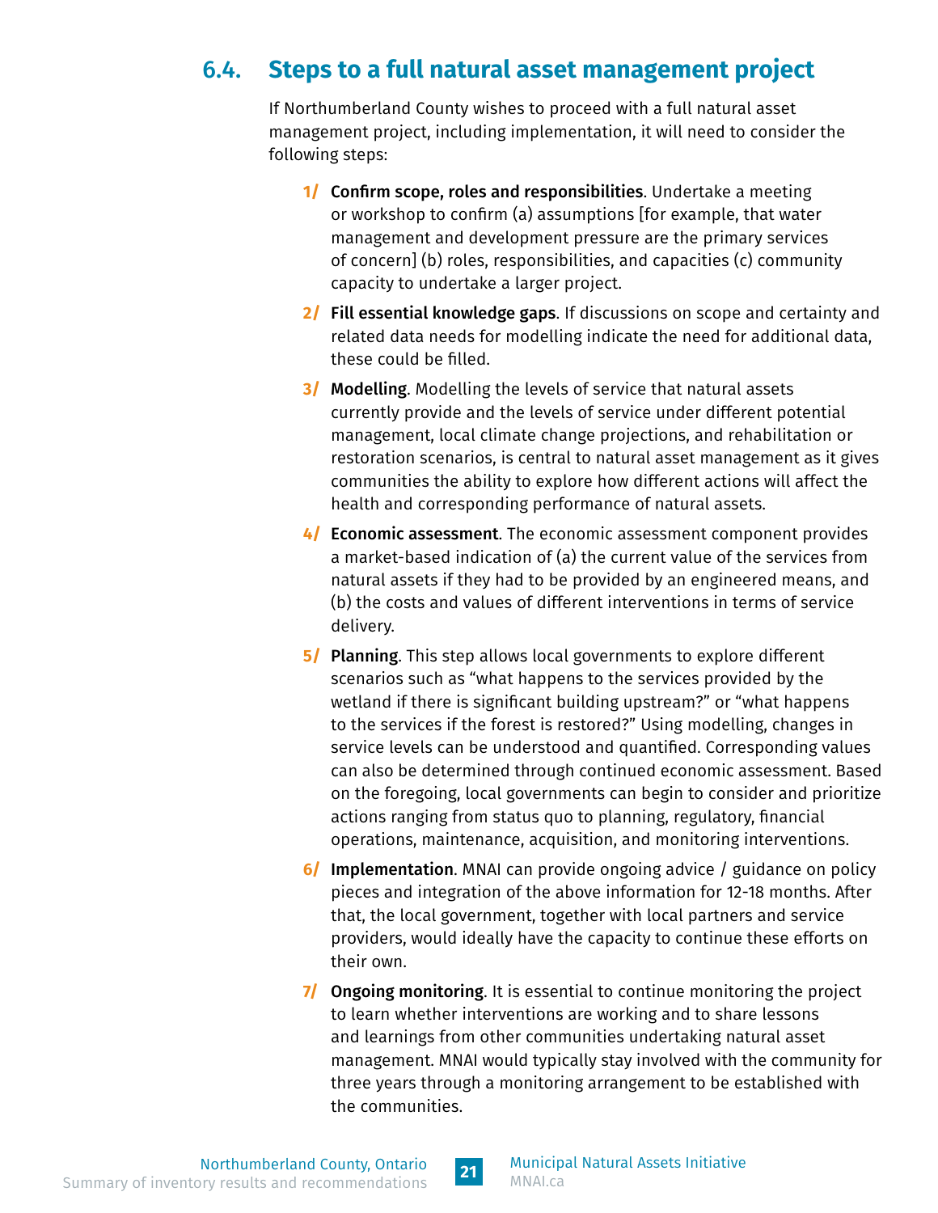## 6.4. Steps to a full natural asset management project

If Northumberland County wishes to proceed with a full natural asset management project, including implementation, it will need to consider the following steps:

1/ **Confirm scope, roles and responsibilities**. Undertake a meeting or workshop to confirm (a) assumptions [for example, that water management and development pressure are the primary services of concern] (b) roles, responsibilities, and capacities (c) community capacity to undertake a larger project.

2/ **Fill essential knowledge gaps**. If discussions on scope and certainty and related data needs for modelling indicate the need for additional data, these could be filled.

3/ **Modelling**. Modelling the levels of service that natural assets currently provide and the levels of service under different potential management, local climate change projections, and rehabilitation or restoration scenarios, is central to natural asset management as it gives communities the ability to explore how different actions will affect the health and corresponding performance of natural assets.

4/ **Economic assessment**. The economic assessment component provides a market-based indication of (a) the current value of the services from natural assets if they had to be provided by an engineered means, and (b) the costs and values of different interventions in terms of service delivery.

5/ **Planning**. This step allows local governments to explore different scenarios such as "what happens to the services provided by the wetland if there is significant building upstream?" or "what happens to the services if the forest is restored?" Using modelling, changes in service levels can be understood and quantified. Corresponding values can also be determined through continued economic assessment. Based on the foregoing, local governments can begin to consider and prioritize actions ranging from status quo to planning, regulatory, financial operations, maintenance, acquisition, and monitoring interventions.

6/ **Implementation**. MNAI can provide ongoing advice / guidance on policy pieces and integration of the above information for 12-18 months. After that, the local government, together with local partners and service providers, would ideally have the capacity to continue these efforts on their own.

7/ **Ongoing monitoring**. It is essential to continue monitoring the project to learn whether interventions are working and to share lessons and learnings from other communities undertaking natural asset management. MNAI would typically stay involved with the community for three years through a monitoring arrangement to be established with the communities.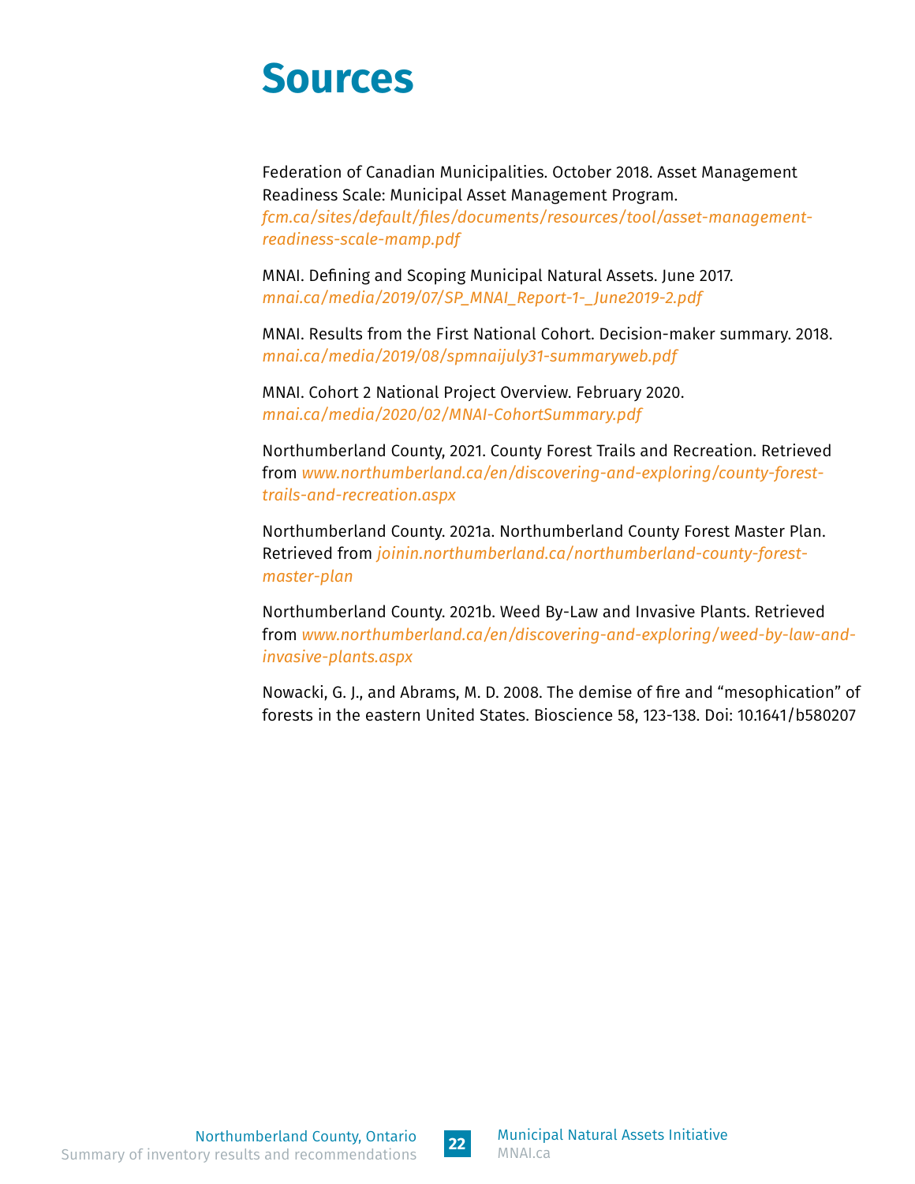# Sources

Federation of Canadian Municipalities. October 2018. Asset Management Readiness Scale: Municipal Asset Management Program. *fcm.ca/sites/default/files/documents/resources/tool/asset-management-readiness-scale-mamp.pdf*

MNAI. Defining and Scoping Municipal Natural Assets. June 2017. *mnai.ca/media/2019/07/SP_MNAI_Report-1-_June2019-2.pdf*

MNAI. Results from the First National Cohort. Decision-maker summary. 2018. *mnai.ca/media/2019/08/spmnaijuly31-summaryweb.pdf*

MNAI. Cohort 2 National Project Overview. February 2020. *mnai.ca/media/2020/02/MNAI-CohortSummary.pdf*

Northumberland County, 2021. County Forest Trails and Recreation. Retrieved from *www.northumberland.ca/en/discovering-and-exploring/county-forest-trails-and-recreation.aspx*

Northumberland County. 2021a. Northumberland County Forest Master Plan. Retrieved from *joinin.northumberland.ca/northumberland-county-forest-master-plan*

Northumberland County. 2021b. Weed By-Law and Invasive Plants. Retrieved from *www.northumberland.ca/en/discovering-and-exploring/weed-by-law-and-invasive-plants.aspx*

Nowacki, G. J., and Abrams, M. D. 2008. The demise of fire and “mesophication” of forests in the eastern United States. Bioscience 58, 123-138. Doi: 10.1641/b580207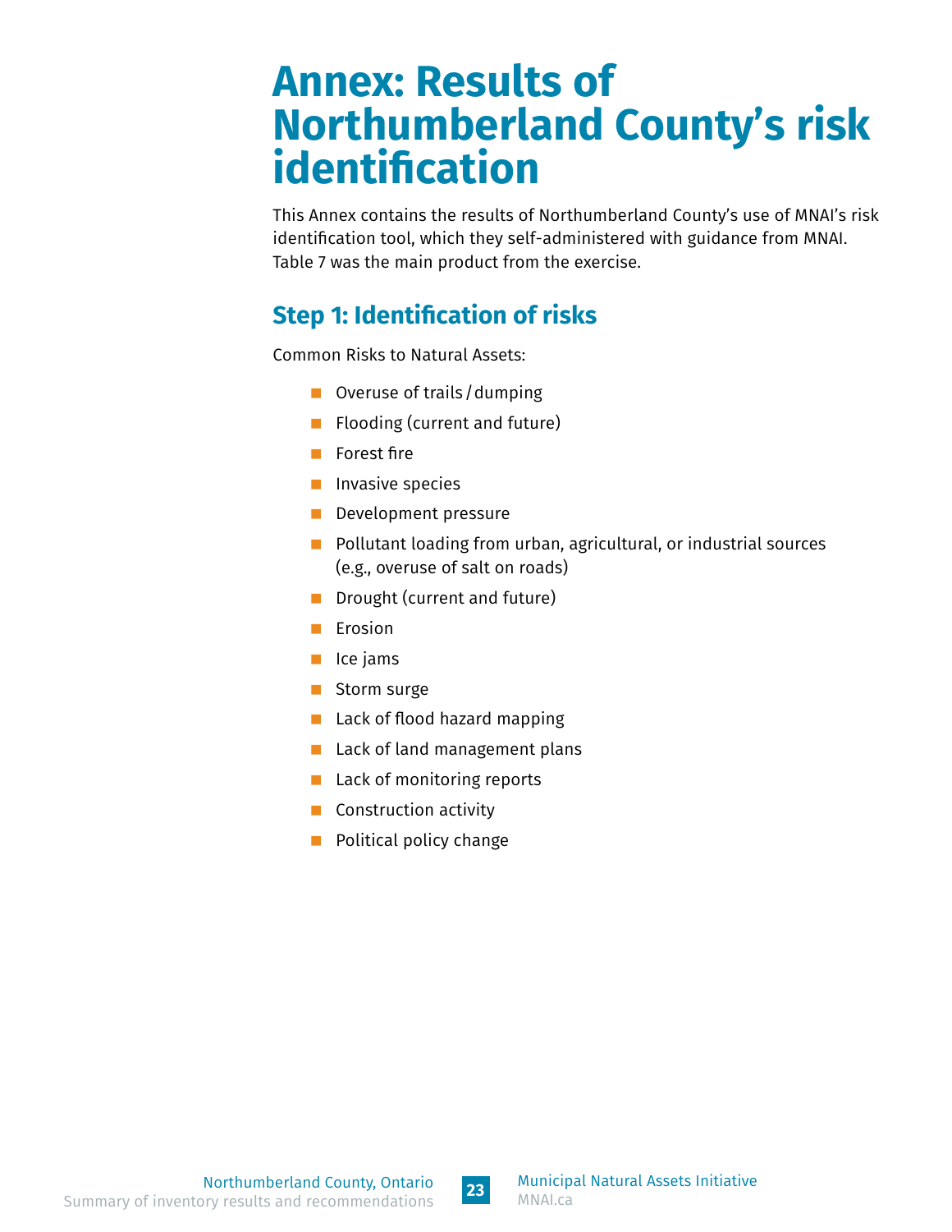# Annex: Results of Northumberland County's risk identification

This Annex contains the results of Northumberland County's use of MNAI's risk identification tool, which they self-administered with guidance from MNAI. Table 7 was the main product from the exercise.

## Step 1: Identification of risks

Common Risks to Natural Assets:

- Overuse of trails / dumping
- Flooding (current and future)
- Forest fire
- Invasive species
- Development pressure
- Pollutant loading from urban, agricultural, or industrial sources (e.g., overuse of salt on roads)
- Drought (current and future)
- Erosion
- Ice jams
- Storm surge
- Lack of flood hazard mapping
- Lack of land management plans
- Lack of monitoring reports
- Construction activity
- Political policy change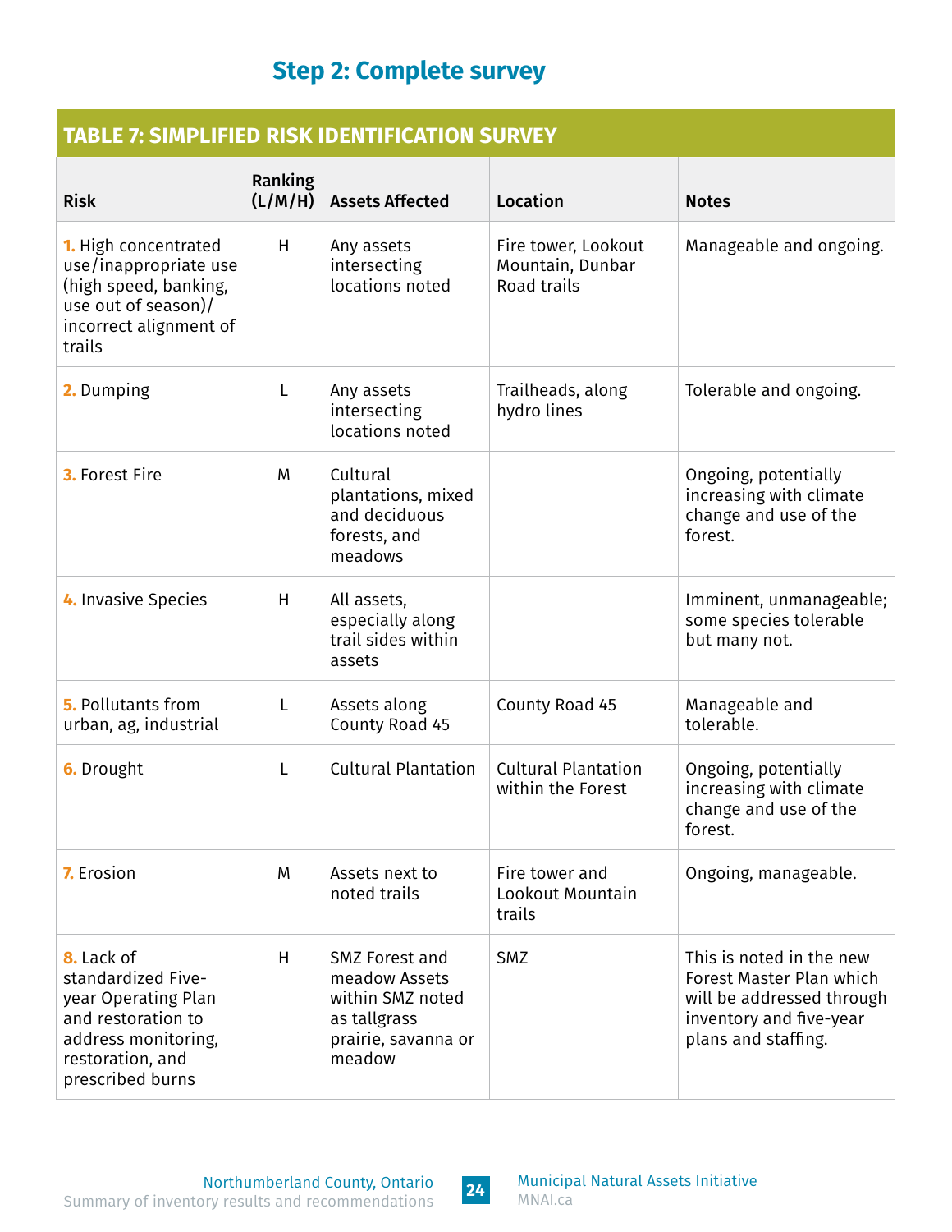## Step 2: Complete survey

**TABLE 7: SIMPLIFIED RISK IDENTIFICATION SURVEY**

| Risk | Ranking (L/M/H) | Assets Affected | Location | Notes |
|---|---|---|---|---|
| 1. High concentrated use/inappropriate use (high speed, banking, use out of season)/ incorrect alignment of trails | H | Any assets intersecting locations noted | Fire tower, Lookout Mountain, Dunbar Road trails | Manageable and ongoing. |
| 2. Dumping | L | Any assets intersecting locations noted | Trailheads, along hydro lines | Tolerable and ongoing. |
| 3. Forest Fire | M | Cultural plantations, mixed and deciduous forests, and meadows | | Ongoing, potentially increasing with climate change and use of the forest. |
| 4. Invasive Species | H | All assets, especially along trail sides within assets | | Imminent, unmanageable; some species tolerable but many not. |
| 5. Pollutants from urban, ag, industrial | L | Assets along County Road 45 | County Road 45 | Manageable and tolerable. |
| 6. Drought | L | Cultural Plantation | Cultural Plantation within the Forest | Ongoing, potentially increasing with climate change and use of the forest. |
| 7. Erosion | M | Assets next to noted trails | Fire tower and Lookout Mountain trails | Ongoing, manageable. |
| 8. Lack of standardized Five-year Operating Plan and restoration to address monitoring, restoration, and prescribed burns | H | SMZ Forest and meadow Assets within SMZ noted as tallgrass prairie, savanna or meadow | SMZ | This is noted in the new Forest Master Plan which will be addressed through inventory and five-year plans and staffing. |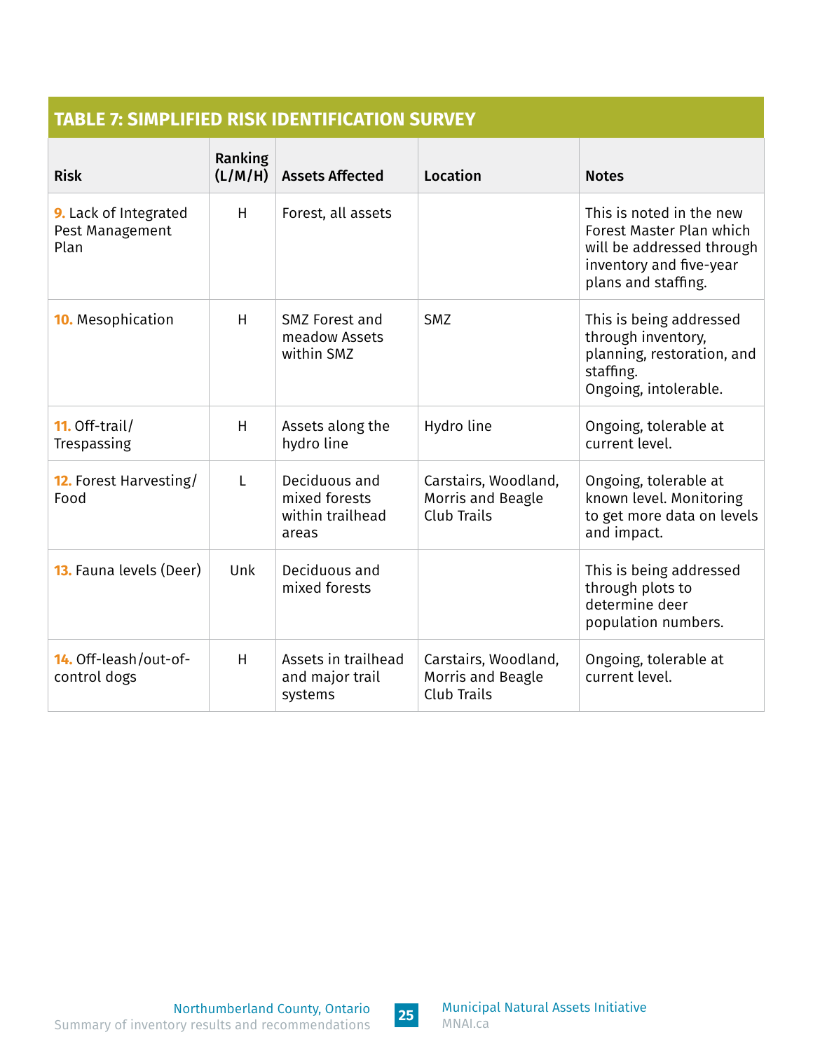## TABLE 7: SIMPLIFIED RISK IDENTIFICATION SURVEY

| Risk | Ranking (L/M/H) | Assets Affected | Location | Notes |
|---|---|---|---|---|
| **9.** Lack of Integrated Pest Management Plan | H | Forest, all assets | | This is noted in the new Forest Master Plan which will be addressed through inventory and five-year plans and staffing. |
| **10.** Mesophication | H | SMZ Forest and meadow Assets within SMZ | SMZ | This is being addressed through inventory, planning, restoration, and staffing. Ongoing, intolerable. |
| **11.** Off-trail/ Trespassing | H | Assets along the hydro line | Hydro line | Ongoing, tolerable at current level. |
| **12.** Forest Harvesting/ Food | L | Deciduous and mixed forests within trailhead areas | Carstairs, Woodland, Morris and Beagle Club Trails | Ongoing, tolerable at known level. Monitoring to get more data on levels and impact. |
| **13.** Fauna levels (Deer) | Unk | Deciduous and mixed forests | | This is being addressed through plots to determine deer population numbers. |
| **14.** Off-leash/out-of-control dogs | H | Assets in trailhead and major trail systems | Carstairs, Woodland, Morris and Beagle Club Trails | Ongoing, tolerable at current level. |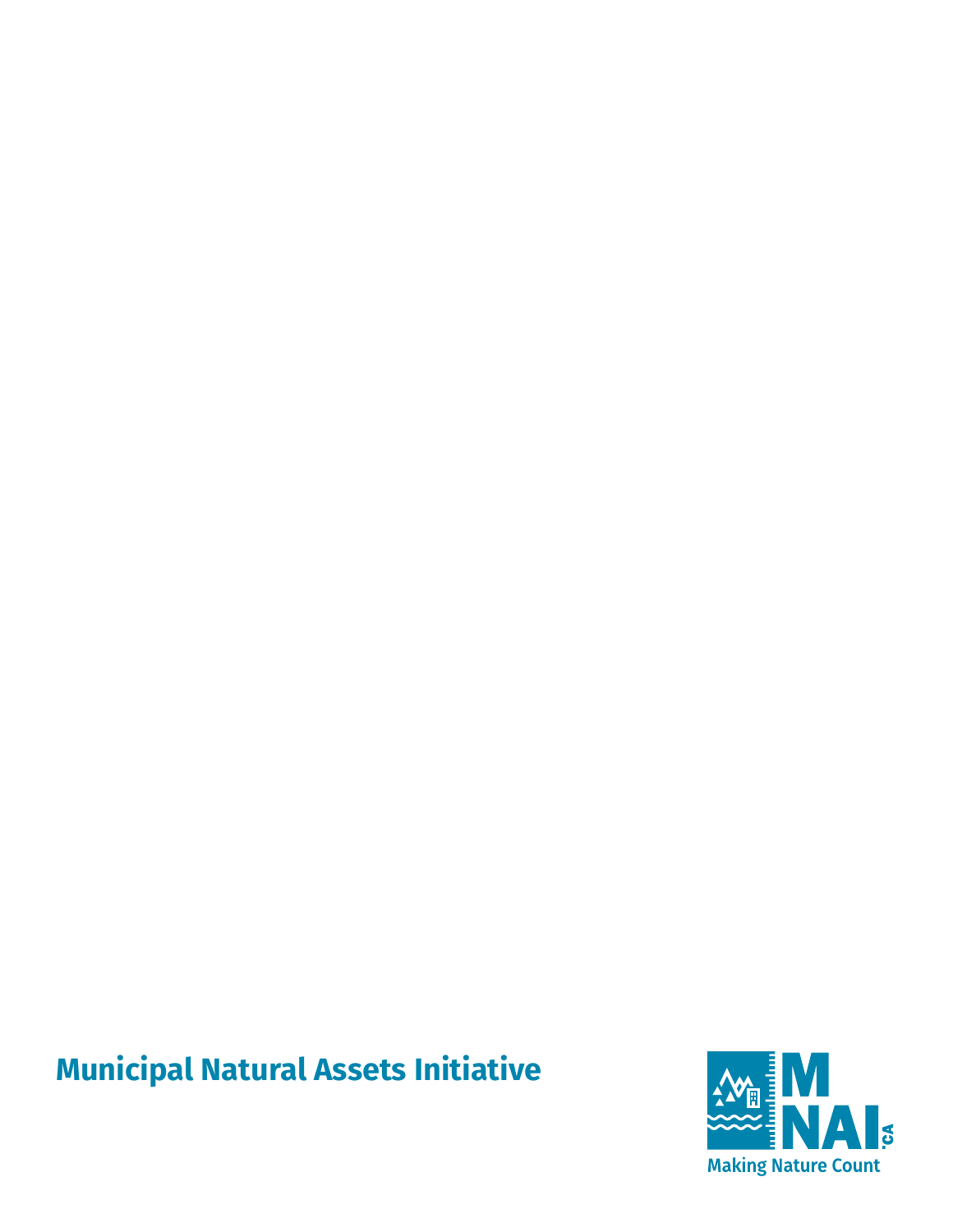**Municipal Natural Assets Initiative**

MNAI.CA

Making Nature Count